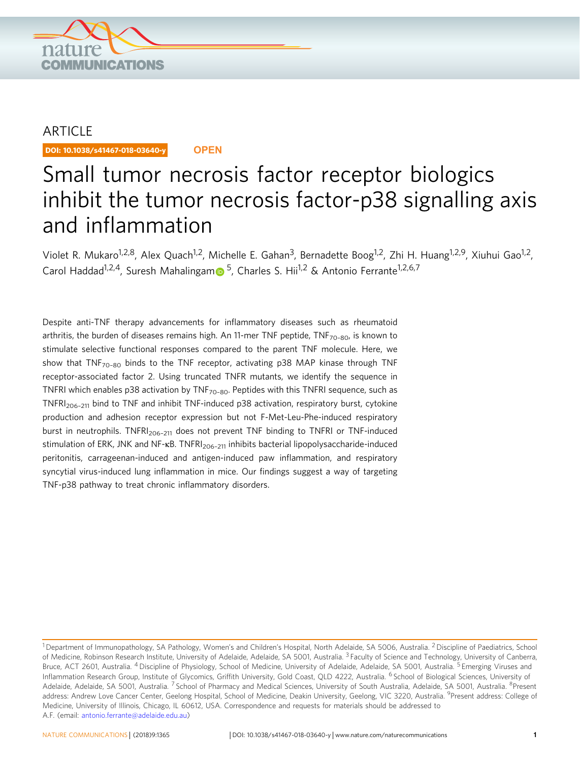ARTICLE

DOI: 10.1038/s41467-018-03640-y OPEN

# Small tumor necrosis factor receptor biologics inhibit the tumor necrosis factor-p38 signalling axis and inflammation

Violet R. Mukaro[1,2,8], Alex Quach[1,2], Michelle E. Gahan[3], Bernadette Boog[1,2], Zhi H. Huang[1,2,9], Xiuhui Gao[1,2], Carol Haddad[1,2,4], Suresh Mahalingam[5], Charles S. Hii[1,2] & Antonio Ferrante[1,2,6,7]

Despite anti-TNF therapy advancements for inflammatory diseases such as rheumatoid arthritis, the burden of diseases remains high. An 11-mer TNF peptide, $TNF_{70-80}$, is known to stimulate selective functional responses compared to the parent TNF molecule. Here, we show that $TNF_{70-80}$ binds to the TNF receptor, activating p38 MAP kinase through TNF receptor-associated factor 2. Using truncated TNFR mutants, we identify the sequence in TNFRI which enables p38 activation by $TNF_{70-80}$. Peptides with this TNFRI sequence, such as $TNFRI_{206-211}$ bind to TNF and inhibit TNF-induced p38 activation, respiratory burst, cytokine production and adhesion receptor expression but not F-Met-Leu-Phe-induced respiratory burst in neutrophils. $TNFRI_{206-211}$ does not prevent TNF binding to TNFRI or TNF-induced stimulation of ERK, JNK and NF-κB. $TNFRI_{206-211}$ inhibits bacterial lipopolysaccharide-induced peritonitis, carrageenan-induced and antigen-induced paw inflammation, and respiratory syncytial virus-induced lung inflammation in mice. Our findings suggest a way of targeting TNF-p38 pathway to treat chronic inflammatory disorders.

---

[1] Department of Immunopathology, SA Pathology, Women's and Children's Hospital, North Adelaide, SA 5006, Australia. [2] Discipline of Paediatrics, School of Medicine, Robinson Research Institute, University of Adelaide, Adelaide, SA 5001, Australia. [3] Faculty of Science and Technology, University of Canberra, Bruce, ACT 2601, Australia. [4] Discipline of Physiology, School of Medicine, University of Adelaide, Adelaide, SA 5001, Australia. [5] Emerging Viruses and Inflammation Research Group, Institute of Glycomics, Griffith University, Gold Coast, QLD 4222, Australia. [6] School of Biological Sciences, University of Adelaide, Adelaide, SA 5001, Australia. [7] School of Pharmacy and Medical Sciences, University of South Australia, Adelaide, SA 5001, Australia. [8] Present address: Andrew Love Cancer Center, Geelong Hospital, School of Medicine, Deakin University, Geelong, VIC 3220, Australia. [9] Present address: College of Medicine, University of Illinois, Chicago, IL 60612, USA. Correspondence and requests for materials should be addressed to A.F. (email: antonio.ferrante@adelaide.edu.au)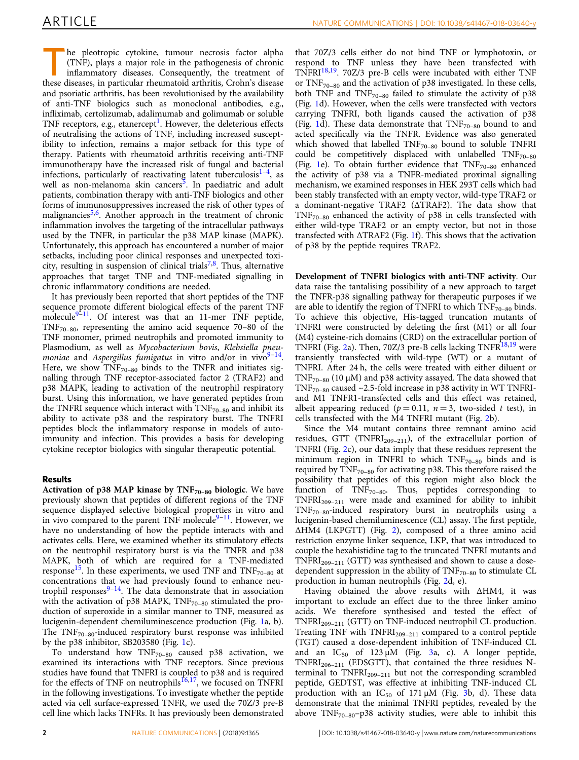The pleotropic cytokine, tumour necrosis factor alpha (TNF), plays a major role in the pathogenesis of chronic inflammatory diseases. Consequently, the treatment of these diseases, in particular rheumatoid arthritis, Crohn's disease and psoriatic arthritis, has been revolutionised by the availability of anti-TNF biologics such as monoclonal antibodies, e.g., infliximab, certolizumab, adalimumab and golimumab or soluble TNF receptors, e.g., etanercept[1]. However, the deleterious effects of neutralising the actions of TNF, including increased susceptibility to infection, remains a major setback for this type of therapy. Patients with rheumatoid arthritis receiving anti-TNF immunotherapy have the increased risk of fungal and bacterial infections, particularly of reactivating latent tuberculosis[1–4], as well as non-melanoma skin cancers[5]. In paediatric and adult patients, combination therapy with anti-TNF biologics and other forms of immunosuppressives increased the risk of other types of malignancies[5,6]. Another approach in the treatment of chronic inflammation involves the targeting of the intracellular pathways used by the TNFR, in particular the p38 MAP kinase (MAPK). Unfortunately, this approach has encountered a number of major setbacks, including poor clinical responses and unexpected toxicity, resulting in suspension of clinical trials[7,8]. Thus, alternative approaches that target TNF and TNF-mediated signalling in chronic inflammatory conditions are needed.

It has previously been reported that short peptides of the TNF sequence promote different biological effects of the parent TNF molecule[9–11]. Of interest was that an 11-mer TNF peptide, $TNF_{70-80}$, representing the amino acid sequence 70–80 of the TNF monomer, primed neutrophils and promoted immunity to Plasmodium, as well as *Mycobacterium bovis*, *Klebsiella pneumoniae* and *Aspergillus fumigatus* in vitro and/or in vivo[9–14]. Here, we show $TNF_{70-80}$ binds to the TNFR and initiates signalling through TNF receptor-associated factor 2 (TRAF2) and p38 MAPK, leading to activation of the neutrophil respiratory burst. Using this information, we have generated peptides from the TNFRI sequence which interact with $TNF_{70-80}$ and inhibit its ability to activate p38 and the respiratory burst. The TNFRI peptides block the inflammatory response in models of autoimmunity and infection. This provides a basis for developing cytokine receptor biologics with singular therapeutic potential.

## Results

**Activation of p38 MAP kinase by $TNF_{70-80}$ biologic.** We have previously shown that peptides of different regions of the TNF sequence displayed selective biological properties in vitro and in vivo compared to the parent TNF molecule[9–11]. However, we have no understanding of how the peptide interacts with and activates cells. Here, we examined whether its stimulatory effects on the neutrophil respiratory burst is via the TNFR and p38 MAPK, both of which are required for a TNF-mediated response[15]. In these experiments, we used TNF and $TNF_{70-80}$ at concentrations that we had previously found to enhance neutrophil responses[9–14]. The data demonstrate that in association with the activation of p38 MAPK, $TNF_{70-80}$ stimulated the production of superoxide in a similar manner to TNF, measured as lucigenin-dependent chemiluminescence production (Fig. 1a, b). The $TNF_{70-80}$-induced respiratory burst response was inhibited by the p38 inhibitor, SB203580 (Fig. 1c).

To understand how $TNF_{70-80}$ caused p38 activation, we examined its interactions with TNF receptors. Since previous studies have found that TNFRI is coupled to p38 and is required for the effects of TNF on neutrophils[16,17], we focused on TNFRI in the following investigations. To investigate whether the peptide acted via cell surface-expressed TNFR, we used the 70Z/3 pre-B cell line which lacks TNFRs. It has previously been demonstrated that 70Z/3 cells either do not bind TNF or lymphotoxin, or respond to TNF unless they have been transfected with TNFRI[18,19]. 70Z/3 pre-B cells were incubated with either TNF or $TNF_{70-80}$ and the activation of p38 investigated. In these cells, both TNF and $TNF_{70-80}$ failed to stimulate the activity of p38 (Fig. 1d). However, when the cells were transfected with vectors carrying TNFRI, both ligands caused the activation of p38 (Fig. 1d). These data demonstrate that $TNF_{70-80}$ bound to and acted specifically via the TNFR. Evidence was also generated which showed that labelled $TNF_{70-80}$ bound to soluble TNFRI could be competitively displaced with unlabelled $TNF_{70-80}$ (Fig. 1e). To obtain further evidence that $TNF_{70-80}$ enhanced the activity of p38 via a TNFR-mediated proximal signalling mechanism, we examined responses in HEK 293T cells which had been stably transfected with an empty vector, wild-type TRAF2 or a dominant-negative TRAF2 (ΔTRAF2). The data show that $TNF_{70-80}$ enhanced the activity of p38 in cells transfected with either wild-type TRAF2 or an empty vector, but not in those transfected with ΔTRAF2 (Fig. 1f). This shows that the activation of p38 by the peptide requires TRAF2.

**Development of TNFRI biologics with anti-TNF activity**. Our data raise the tantalising possibility of a new approach to target the TNFR-p38 signalling pathway for therapeutic purposes if we are able to identify the region of TNFRI to which $TNF_{70-80}$ binds. To achieve this objective, His-tagged truncation mutants of TNFRI were constructed by deleting the first (M1) or all four (M4) cysteine-rich domains (CRD) on the extracellular portion of TNFRI (Fig. 2a). Then, 70Z/3 pre-B cells lacking TNFR[18,19] were transiently transfected with wild-type (WT) or a mutant of TNFRI. After 24 h, the cells were treated with either diluent or $TNF_{70-80}$ (10 μM) and p38 activity assayed. The data showed that $TNF_{70-80}$ caused ~2.5-fold increase in p38 activity in WT TNFRI- and M1 TNFR1-transfected cells and this effect was retained, albeit appearing reduced ($p = 0.11$, $n = 3$, two-sided $t$ test), in cells transfected with the M4 TNFRI mutant (Fig. 2b).

Since the M4 mutant contains three remnant amino acid residues, GTT ($TNFRI_{209-211}$), of the extracellular portion of TNFRI (Fig. 2c), our data imply that these residues represent the minimum region in TNFRI to which $TNF_{70-80}$ binds and is required by $TNF_{70-80}$ for activating p38. This therefore raised the possibility that peptides of this region might also block the function of $TNF_{70-80}$. Thus, peptides corresponding to $TNFRI_{209-211}$ were made and examined for ability to inhibit $TNF_{70-80}$-induced respiratory burst in neutrophils using a lucigenin-based chemiluminescence (CL) assay. The first peptide, ΔHM4 (LKPGTT) (Fig. 2), composed of a three amino acid restriction enzyme linker sequence, LKP, that was introduced to couple the hexahistidine tag to the truncated TNFRI mutants and $TNFRI_{209-211}$ (GTT) was synthesised and shown to cause a dose-dependent suppression in the ability of $TNF_{70-80}$ to stimulate CL production in human neutrophils (Fig. 2d, e).

Having obtained the above results with ΔHM4, it was important to exclude an effect due to the three linker amino acids. We therefore synthesised and tested the effect of $TNFRI_{209-211}$ (GTT) on TNF-induced neutrophil CL production. Treating TNF with $TNFRI_{209-211}$ compared to a control peptide (TGT) caused a dose-dependent inhibition of TNF-induced CL and an $IC_{50}$ of 123 μM (Fig. 3a, c). A longer peptide, $TNFRI_{206-211}$ (EDSGTT), that contained the three residues N-terminal to $TNFRI_{209-211}$ but not the corresponding scrambled peptide, GEDTST, was effective at inhibiting TNF-induced CL production with an $IC_{50}$ of 171 μM (Fig. 3b, d). These data demonstrate that the minimal TNFRI peptides, revealed by the above $TNF_{70-80}$–p38 activity studies, were able to inhibit this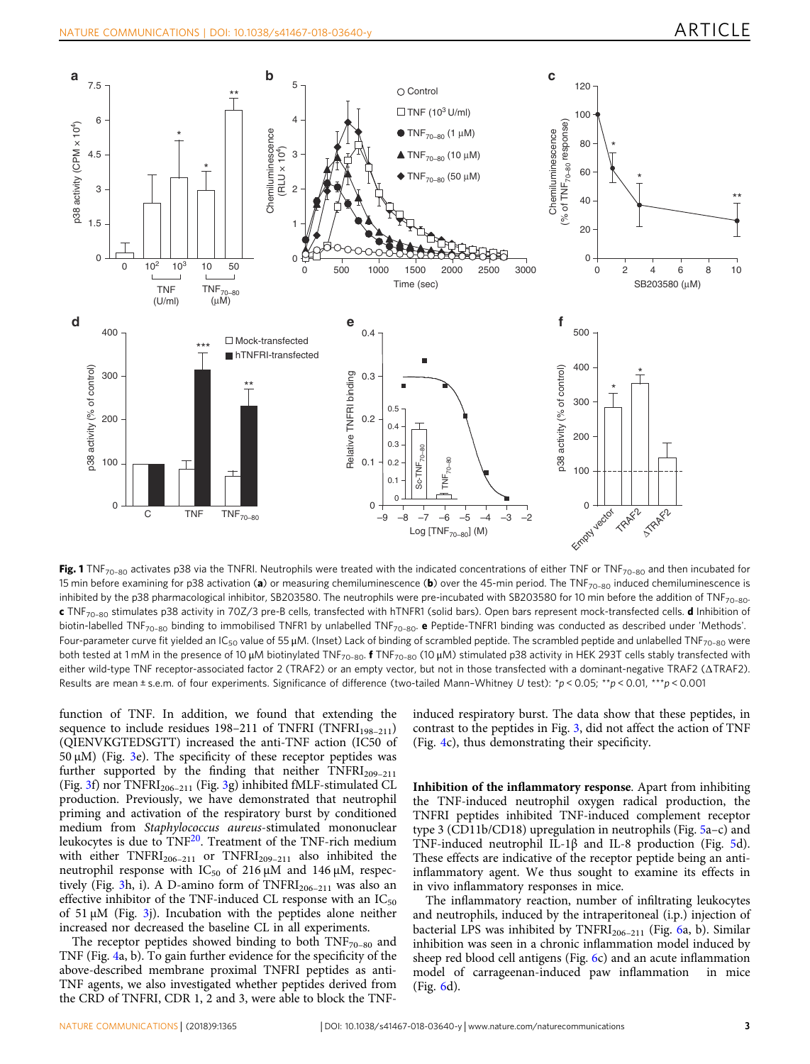**Fig. 1** $TNF_{70–80}$ activates p38 via the TNFRI. Neutrophils were treated with the indicated concentrations of either TNF or $TNF_{70–80}$ and then incubated for 15 min before examining for p38 activation (**a**) or measuring chemiluminescence (**b**) over the 45-min period. The $TNF_{70–80}$ induced chemiluminescence is inhibited by the p38 pharmacological inhibitor, SB203580. The neutrophils were pre-incubated with SB203580 for 10 min before the addition of $TNF_{70–80}$. **c** $TNF_{70–80}$ stimulates p38 activity in 70Z/3 pre-B cells, transfected with hTNFRI (solid bars). Open bars represent mock-transfected cells. **d** Inhibition of biotin-labelled $TNF_{70–80}$ binding to immobilised TNFRI by unlabelled $TNF_{70–80}$. **e** Peptide-TNFRI binding was conducted as described under 'Methods'. Four-parameter curve fit yielded an $IC_{50}$ value of 55 μM. (Inset) Lack of binding of scrambled peptide. The scrambled peptide and unlabelled $TNF_{70–80}$ were both tested at 1 mM in the presence of 10 μM biotinylated $TNF_{70–80}$. **f** $TNF_{70–80}$ (10 μM) stimulated p38 activity in HEK 293T cells stably transfected with either wild-type TNF receptor-associated factor 2 (TRAF2) or an empty vector, but not in those transfected with a dominant-negative TRAF2 (ΔTRAF2). Results are mean ± s.e.m. of four experiments. Significance of difference (two-tailed Mann–Whitney *U* test): $*p < 0.05$; $**p < 0.01$, $***p < 0.001$

function of TNF. In addition, we found that extending the sequence to include residues 198–211 of TNFRI ($TNFRI_{198–211}$) (QIENVKGTEDSGTT) increased the anti-TNF action (IC50 of 50 μM) (Fig. 3e). The specificity of these receptor peptides was further supported by the finding that neither $TNFRI_{209–211}$ (Fig. 3f) nor $TNFRI_{206–211}$ (Fig. 3g) inhibited fMLF-stimulated CL production. Previously, we have demonstrated that neutrophil priming and activation of the respiratory burst by conditioned medium from *Staphylococcus aureus*-stimulated mononuclear leukocytes is due to TNF[20]. Treatment of the TNF-rich medium with either $TNFRI_{206–211}$ or $TNFRI_{209–211}$ also inhibited the neutrophil response with $IC_{50}$ of 216 μM and 146 μM, respectively (Fig. 3h, i). A D-amino form of $TNFRI_{206–211}$ was also an effective inhibitor of the TNF-induced CL response with an $IC_{50}$ of 51 μM (Fig. 3j). Incubation with the peptides alone neither increased nor decreased the baseline CL in all experiments.

The receptor peptides showed binding to both $TNF_{70–80}$ and TNF (Fig. 4a, b). To gain further evidence for the specificity of the above-described membrane proximal TNFRI peptides as anti-TNF agents, we also investigated whether peptides derived from the CRD of TNFRI, CDR 1, 2 and 3, were able to block the TNF-induced respiratory burst. The data show that these peptides, in contrast to the peptides in Fig. 3, did not affect the action of TNF (Fig. 4c), thus demonstrating their specificity.

**Inhibition of the inflammatory response**. Apart from inhibiting the TNF-induced neutrophil oxygen radical production, the TNFRI peptides inhibited TNF-induced complement receptor type 3 (CD11b/CD18) upregulation in neutrophils (Fig. 5a–c) and TNF-induced neutrophil IL-1β and IL-8 production (Fig. 5d). These effects are indicative of the receptor peptide being an anti-inflammatory agent. We thus sought to examine its effects in in vivo inflammatory responses in mice.

The inflammatory reaction, number of infiltrating leukocytes and neutrophils, induced by the intraperitoneal (i.p.) injection of bacterial LPS was inhibited by $TNFRI_{206–211}$ (Fig. 6a, b). Similar inhibition was seen in a chronic inflammation model induced by sheep red blood cell antigens (Fig. 6c) and an acute inflammation model of carrageenan-induced paw inflammation in mice (Fig. 6d).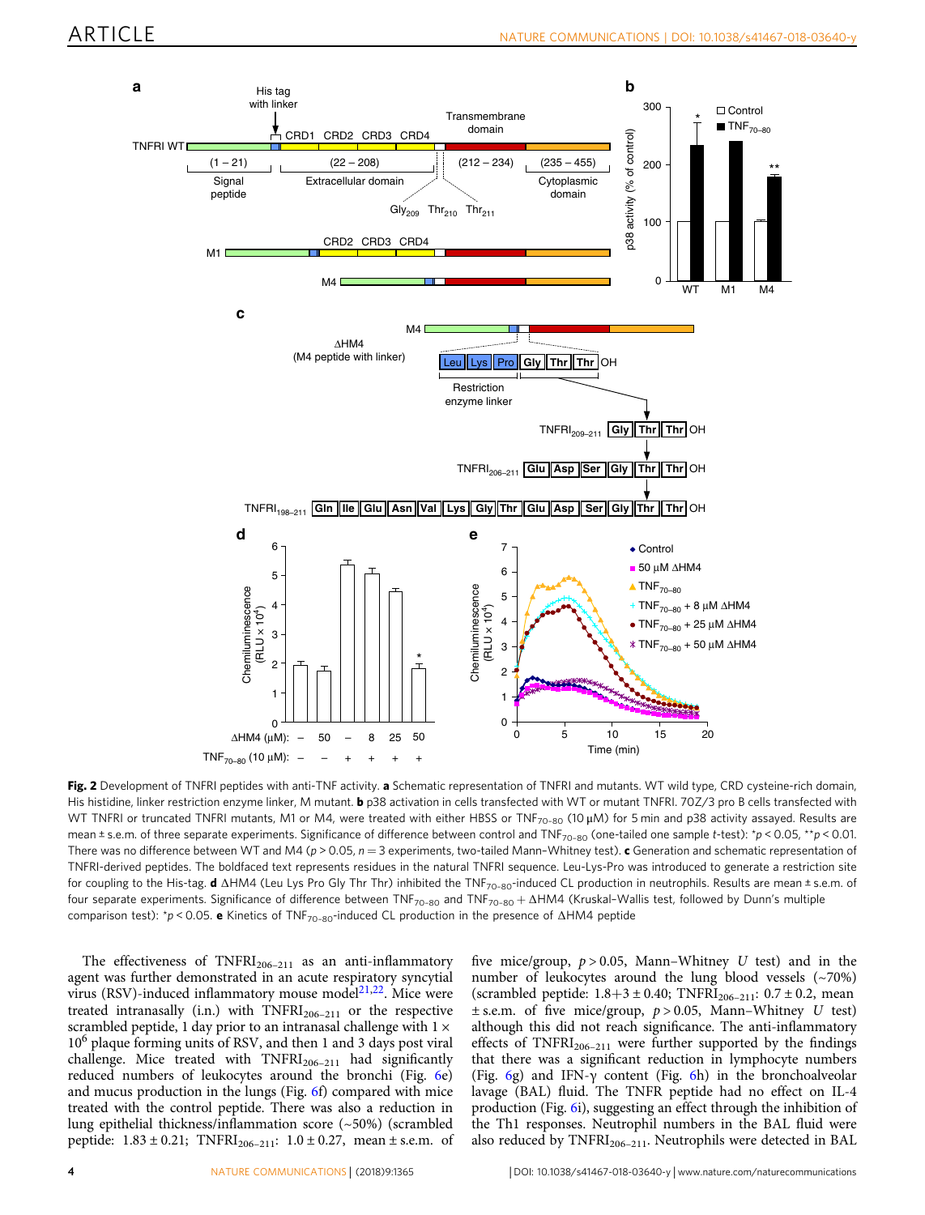**Fig. 2** Development of TNFRI peptides with anti-TNF activity. **a** Schematic representation of TNFRI and mutants. WT wild type, CRD cysteine-rich domain, His histidine, linker restriction enzyme linker, M mutant. **b** p38 activation in cells transfected with WT or mutant TNFRI. 70Z/3 pro B cells transfected with WT TNFRI or truncated TNFRI mutants, M1 or M4, were treated with either HBSS or $TNF_{70-80}$ (10 µM) for 5 min and p38 activity assayed. Results are mean ± s.e.m. of three separate experiments. Significance of difference between control and $TNF_{70-80}$ (one-tailed one sample t-test): \*$p < 0.05$, \*\*$p < 0.01$. There was no difference between WT and M4 ($p > 0.05$, $n = 3$ experiments, two-tailed Mann–Whitney test). **c** Generation and schematic representation of TNFRI-derived peptides. The boldfaced text represents residues in the natural TNFRI sequence. Leu-Lys-Pro was introduced to generate a restriction site for coupling to the His-tag. **d** ΔHM4 (Leu Lys Pro Gly Thr Thr) inhibited the $TNF_{70-80}$-induced CL production in neutrophils. Results are mean ± s.e.m. of four separate experiments. Significance of difference between $TNF_{70-80}$ and $TNF_{70-80}$ + ΔHM4 (Kruskal–Wallis test, followed by Dunn's multiple comparison test): \*$p < 0.05$. **e** Kinetics of $TNF_{70-80}$-induced CL production in the presence of ΔHM4 peptide

The effectiveness of $TNFRI_{206-211}$ as an anti-inflammatory agent was further demonstrated in an acute respiratory syncytial virus (RSV)-induced inflammatory mouse model[21,22]. Mice were treated intranasally (i.n.) with $TNFRI_{206-211}$ or the respective scrambled peptide, 1 day prior to an intranasal challenge with $1 \times 10^6$ plaque forming units of RSV, and then 1 and 3 days post viral challenge. Mice treated with $TNFRI_{206-211}$ had significantly reduced numbers of leukocytes around the bronchi (Fig. 6e) and mucus production in the lungs (Fig. 6f) compared with mice treated with the control peptide. There was also a reduction in lung epithelial thickness/inflammation score (~50%) (scrambled peptide: 1.83 ± 0.21; $TNFRI_{206-211}$: 1.0 ± 0.27, mean ± s.e.m. of five mice/group, $p > 0.05$, Mann–Whitney *U* test) and in the number of leukocytes around the lung blood vessels (~70%) (scrambled peptide: 1.8+3 ± 0.40; $TNFRI_{206-211}$: 0.7 ± 0.2, mean ± s.e.m. of five mice/group, $p > 0.05$, Mann–Whitney *U* test) although this did not reach significance. The anti-inflammatory effects of $TNFRI_{206-211}$ were further supported by the findings that there was a significant reduction in lymphocyte numbers (Fig. 6g) and IFN-γ content (Fig. 6h) in the bronchoalveolar lavage (BAL) fluid. The TNFR peptide had no effect on IL-4 production (Fig. 6i), suggesting an effect through the inhibition of the Th1 responses. Neutrophil numbers in the BAL fluid were also reduced by $TNFRI_{206-211}$. Neutrophils were detected in BAL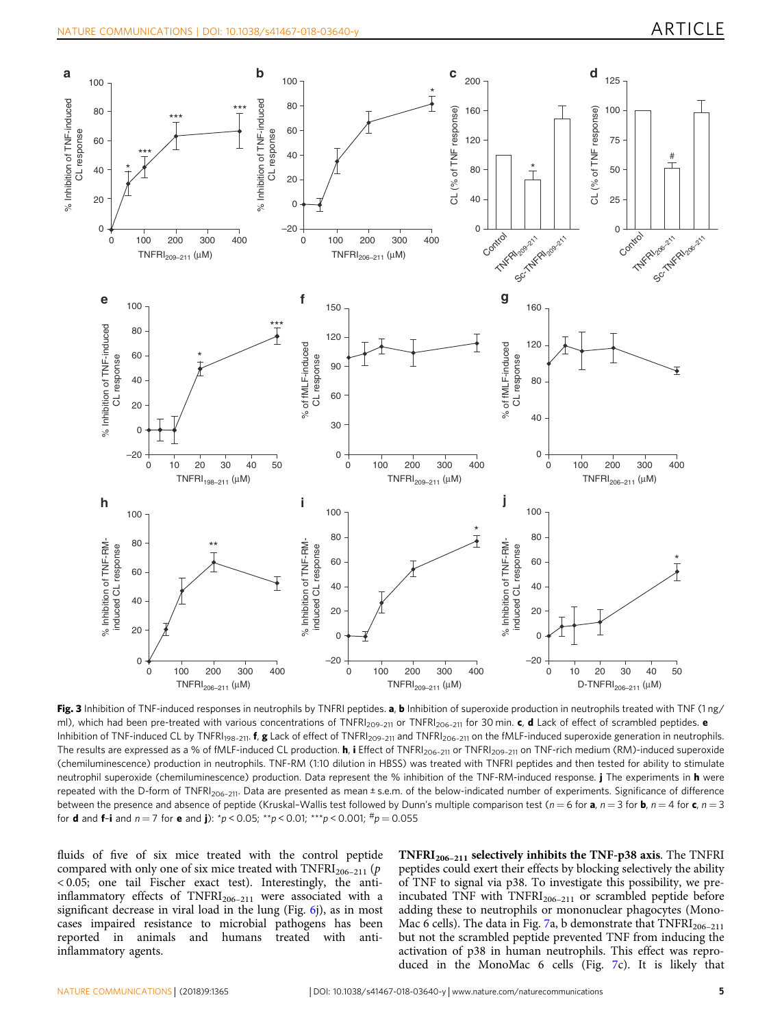**Fig. 3** Inhibition of TNF-induced responses in neutrophils by TNFRI peptides. **a**, **b** Inhibition of superoxide production in neutrophils treated with TNF (1 ng/ml), which had been pre-treated with various concentrations of $TNFRI_{209–211}$ or $TNFRI_{206–211}$ for 30 min. **c**, **d** Lack of effect of scrambled peptides. **e** Inhibition of TNF-induced CL by $TNFRI_{198–211}$. **f**, **g** Lack of effect of $TNFRI_{209–211}$ and $TNFRI_{206–211}$ on the fMLF-induced superoxide generation in neutrophils. The results are expressed as a % of fMLF-induced CL production. **h**, **i** Effect of $TNFRI_{206–211}$ or $TNFRI_{209–211}$ on TNF-rich medium (RM)-induced superoxide (chemiluminescence) production in neutrophils. TNF-RM (1:10 dilution in HBSS) was treated with TNFRI peptides and then tested for ability to stimulate neutrophil superoxide (chemiluminescence) production. Data represent the % inhibition of the TNF-RM-induced response. **j** The experiments in **h** were repeated with the D-form of $TNFRI_{206–211}$. Data are presented as mean ± s.e.m. of the below-indicated number of experiments. Significance of difference between the presence and absence of peptide (Kruskal–Wallis test followed by Dunn's multiple comparison test ($n = 6$ for **a**, $n = 3$ for **b**, $n = 4$ for **c**, $n = 3$ for **d** and **f**–**i** and $n = 7$ for **e** and **j**): $^{*}p < 0.05$; $^{**}p < 0.01$; $^{***}p < 0.001$; $^{\#}p = 0.055$

fluids of five of six mice treated with the control peptide compared with only one of six mice treated with $TNFRI_{206–211}$ ($p < 0.05$; one tail Fischer exact test). Interestingly, the anti-inflammatory effects of $TNFRI_{206–211}$ were associated with a significant decrease in viral load in the lung (Fig. 6j), as in most cases impaired resistance to microbial pathogens has been reported in animals and humans treated with anti-inflammatory agents.

**$TNFRI_{206–211}$ selectively inhibits the TNF-p38 axis**. The TNFRI peptides could exert their effects by blocking selectively the ability of TNF to signal via p38. To investigate this possibility, we pre-incubated TNF with $TNFRI_{206–211}$ or scrambled peptide before adding these to neutrophils or mononuclear phagocytes (Mono-Mac 6 cells). The data in Fig. 7a, b demonstrate that $TNFRI_{206–211}$ but not the scrambled peptide prevented TNF from inducing the activation of p38 in human neutrophils. This effect was reproduced in the MonoMac 6 cells (Fig. 7c). It is likely that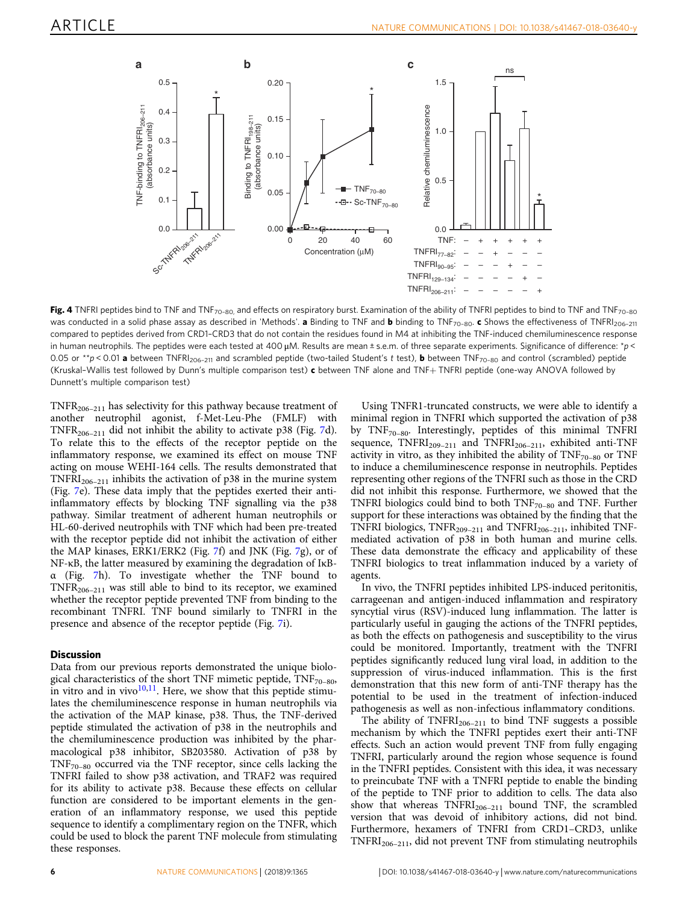**Fig. 4** TNFRI peptides bind to TNF and $TNF_{70-80}$ and effects on respiratory burst. Examination of the ability of TNFRI peptides to bind to TNF and $TNF_{70-80}$ was conducted in a solid phase assay as described in 'Methods'. **a** Binding to TNF and **b** binding to $TNF_{70-80}$. **c** Shows the effectiveness of $TNFRI_{206-211}$ compared to peptides derived from CRD1–CRD3 that do not contain the residues found in M4 at inhibiting the TNF-induced chemiluminescence response in human neutrophils. The peptides were each tested at 400 μM. Results are mean ± s.e.m. of three separate experiments. Significance of difference: $^*p < 0.05$ or $^{**}p < 0.01$ **a** between $TNFRI_{206-211}$ and scrambled peptide (two-tailed Student's *t* test), **b** between $TNF_{70-80}$ and control (scrambled) peptide (Kruskal–Wallis test followed by Dunn's multiple comparison test) **c** between TNF alone and TNF+ TNFRI peptide (one-way ANOVA followed by Dunnett's multiple comparison test)

$TNFR_{206-211}$ has selectivity for this pathway because treatment of another neutrophil agonist, f-Met-Leu-Phe (FMLF) with $TNFR_{206-211}$ did not inhibit the ability to activate p38 (Fig. 7d). To relate this to the effects of the receptor peptide on the inflammatory response, we examined its effect on mouse TNF acting on mouse WEHI-164 cells. The results demonstrated that $TNFRI_{206-211}$ inhibits the activation of p38 in the murine system (Fig. 7e). These data imply that the peptides exerted their anti-inflammatory effects by blocking TNF signalling via the p38 pathway. Similar treatment of adherent human neutrophils or HL-60-derived neutrophils with TNF which had been pre-treated with the receptor peptide did not inhibit the activation of either the MAP kinases, ERK1/ERK2 (Fig. 7f) and JNK (Fig. 7g), or of NF-κB, the latter measured by examining the degradation of IκB-α (Fig. 7h). To investigate whether the TNF bound to $TNFR_{206-211}$ was still able to bind to its receptor, we examined whether the receptor peptide prevented TNF from binding to the recombinant TNFRI. TNF bound similarly to TNFRI in the presence and absence of the receptor peptide (Fig. 7i).

## Discussion

Data from our previous reports demonstrated the unique biological characteristics of the short TNF mimetic peptide, $TNF_{70-80}$, in vitro and in vivo[10,11]. Here, we show that this peptide stimulates the chemiluminescence response in human neutrophils via the activation of the MAP kinase, p38. Thus, the TNF-derived peptide stimulated the activation of p38 in the neutrophils and the chemiluminescence production was inhibited by the pharmacological p38 inhibitor, SB203580. Activation of p38 by $TNF_{70-80}$ occurred via the TNF receptor, since cells lacking the TNFRI failed to show p38 activation, and TRAF2 was required for its ability to activate p38. Because these effects on cellular function are considered to be important elements in the generation of an inflammatory response, we used this peptide sequence to identify a complimentary region on the TNFR, which could be used to block the parent TNF molecule from stimulating these responses.

Using TNFR1-truncated constructs, we were able to identify a minimal region in TNFRI which supported the activation of p38 by $TNF_{70-80}$. Interestingly, peptides of this minimal TNFRI sequence, $TNFRI_{209-211}$ and $TNFRI_{206-211}$, exhibited anti-TNF activity in vitro, as they inhibited the ability of $TNF_{70-80}$ or TNF to induce a chemiluminescence response in neutrophils. Peptides representing other regions of the TNFRI such as those in the CRD did not inhibit this response. Furthermore, we showed that the TNFRI biologics could bind to both $TNF_{70-80}$ and TNF. Further support for these interactions was obtained by the finding that the TNFRI biologics, $TNFR_{209-211}$ and $TNFRI_{206-211}$, inhibited TNF-mediated activation of p38 in both human and murine cells. These data demonstrate the efficacy and applicability of these TNFRI biologics to treat inflammation induced by a variety of agents.

In vivo, the TNFRI peptides inhibited LPS-induced peritonitis, carrageenan and antigen-induced inflammation and respiratory syncytial virus (RSV)-induced lung inflammation. The latter is particularly useful in gauging the actions of the TNFRI peptides, as both the effects on pathogenesis and susceptibility to the virus could be monitored. Importantly, treatment with the TNFRI peptides significantly reduced lung viral load, in addition to the suppression of virus-induced inflammation. This is the first demonstration that this new form of anti-TNF therapy has the potential to be used in the treatment of infection-induced pathogenesis as well as non-infectious inflammatory conditions.

The ability of $TNFRI_{206-211}$ to bind TNF suggests a possible mechanism by which the TNFRI peptides exert their anti-TNF effects. Such an action would prevent TNF from fully engaging TNFRI, particularly around the region whose sequence is found in the TNFRI peptides. Consistent with this idea, it was necessary to preincubate TNF with a TNFRI peptide to enable the binding of the peptide to TNF prior to addition to cells. The data also show that whereas $TNFRI_{206-211}$ bound TNF, the scrambled version that was devoid of inhibitory actions, did not bind. Furthermore, hexamers of TNFRI from CRD1–CRD3, unlike $TNFRI_{206-211}$, did not prevent TNF from stimulating neutrophils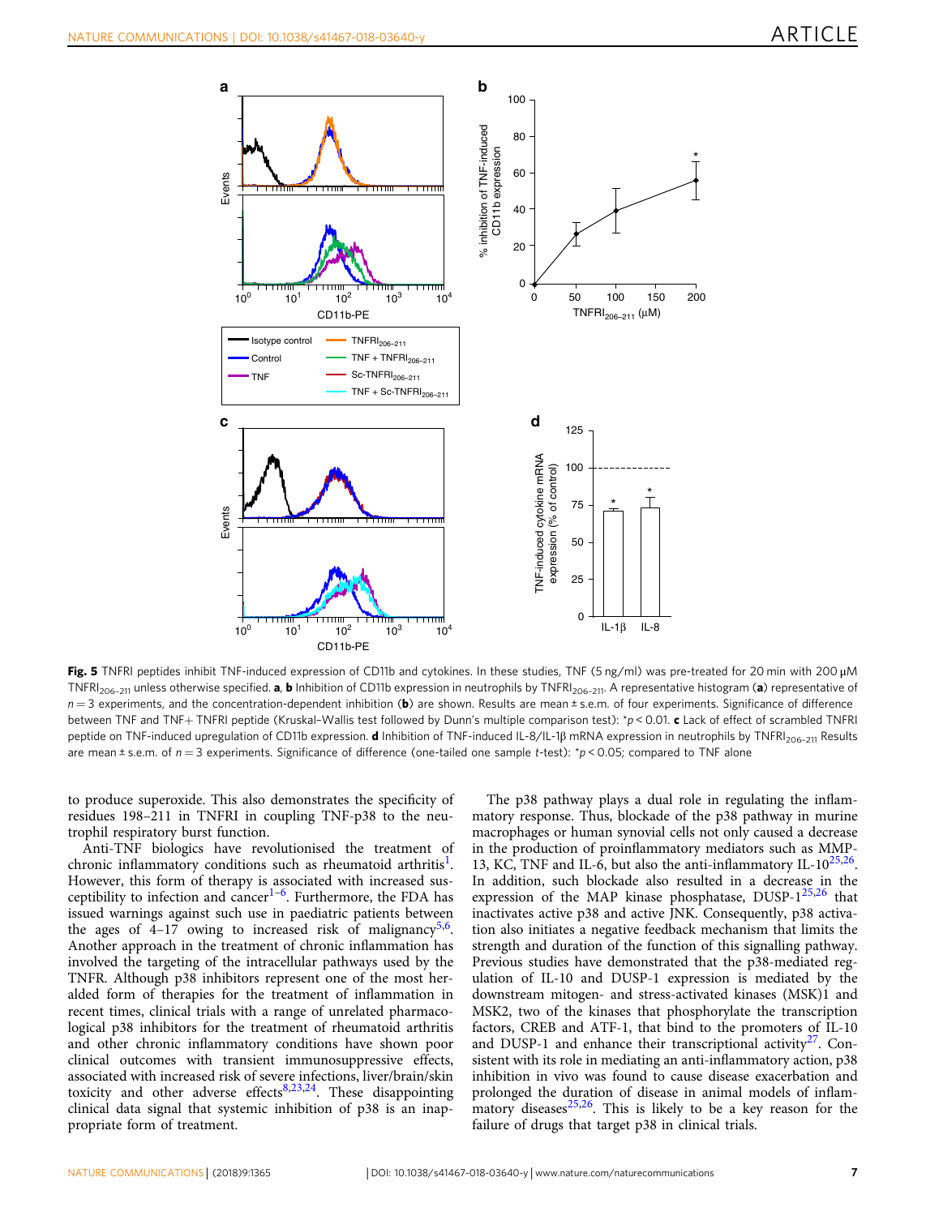**Fig. 5** TNFRI peptides inhibit TNF-induced expression of CD11b and cytokines. In these studies, TNF (5 ng/ml) was pre-treated for 20 min with 200 µM $TNFRI_{206–211}$ unless otherwise specified. **a**, **b** Inhibition of CD11b expression in neutrophils by $TNFRI_{206–211}$. A representative histogram (**a**) representative of $n = 3$ experiments, and the concentration-dependent inhibition (**b**) are shown. Results are mean ± s.e.m. of four experiments. Significance of difference between TNF and TNF+ TNFRI peptide (Kruskal–Wallis test followed by Dunn's multiple comparison test): *$p < 0.01$. **c** Lack of effect of scrambled TNFRI peptide on TNF-induced upregulation of CD11b expression. **d** Inhibition of TNF-induced IL-8/IL-1β mRNA expression in neutrophils by $TNFRI_{206–211}$ Results are mean ± s.e.m. of $n = 3$ experiments. Significance of difference (one-tailed one sample t-test): *$p < 0.05$; compared to TNF alone

to produce superoxide. This also demonstrates the specificity of residues 198–211 in TNFRI in coupling TNF-p38 to the neutrophil respiratory burst function.

Anti-TNF biologics have revolutionised the treatment of chronic inflammatory conditions such as rheumatoid arthritis[1]. However, this form of therapy is associated with increased susceptibility to infection and cancer[1–6]. Furthermore, the FDA has issued warnings against such use in paediatric patients between the ages of 4–17 owing to increased risk of malignancy[5,6]. Another approach in the treatment of chronic inflammation has involved the targeting of the intracellular pathways used by the TNFR. Although p38 inhibitors represent one of the most heralded form of therapies for the treatment of inflammation in recent times, clinical trials with a range of unrelated pharmacological p38 inhibitors for the treatment of rheumatoid arthritis and other chronic inflammatory conditions have shown poor clinical outcomes with transient immunosuppressive effects, associated with increased risk of severe infections, liver/brain/skin toxicity and other adverse effects[8,23,24]. These disappointing clinical data signal that systemic inhibition of p38 is an inappropriate form of treatment.

The p38 pathway plays a dual role in regulating the inflammatory response. Thus, blockade of the p38 pathway in murine macrophages or human synovial cells not only caused a decrease in the production of proinflammatory mediators such as MMP-13, KC, TNF and IL-6, but also the anti-inflammatory IL-10[25,26]. In addition, such blockade also resulted in a decrease in the expression of the MAP kinase phosphatase, DUSP-1[25,26] that inactivates active p38 and active JNK. Consequently, p38 activation also initiates a negative feedback mechanism that limits the strength and duration of the function of this signalling pathway. Previous studies have demonstrated that the p38-mediated regulation of IL-10 and DUSP-1 expression is mediated by the downstream mitogen- and stress-activated kinases (MSK)1 and MSK2, two of the kinases that phosphorylate the transcription factors, CREB and ATF-1, that bind to the promoters of IL-10 and DUSP-1 and enhance their transcriptional activity[27]. Consistent with its role in mediating an anti-inflammatory action, p38 inhibition in vivo was found to cause disease exacerbation and prolonged the duration of disease in animal models of inflammatory diseases[25,26]. This is likely to be a key reason for the failure of drugs that target p38 in clinical trials.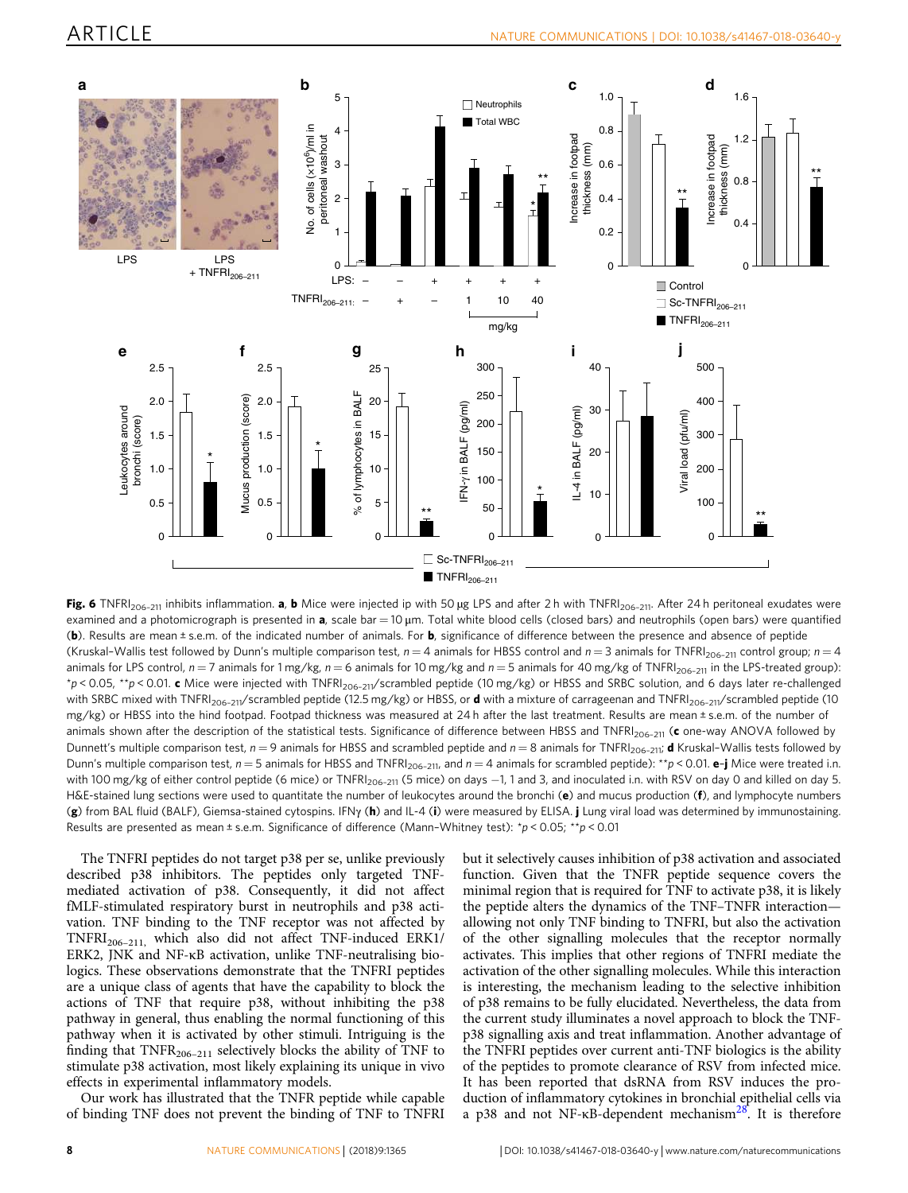**Fig. 6** $TNFRI_{206–211}$ inhibits inflammation. **a**, **b** Mice were injected ip with 50 μg LPS and after 2 h with $TNFRI_{206–211}$. After 24 h peritoneal exudates were examined and a photomicrograph is presented in **a**, scale bar = 10 μm. Total white blood cells (closed bars) and neutrophils (open bars) were quantified (**b**). Results are mean ± s.e.m. of the indicated number of animals. For **b**, significance of difference between the presence and absence of peptide (Kruskal–Wallis test followed by Dunn's multiple comparison test, $n = 4$ animals for HBSS control and $n = 3$ animals for $TNFRI_{206–211}$ control group; $n = 4$ animals for LPS control, $n = 7$ animals for 1 mg/kg, $n = 6$ animals for 10 mg/kg and $n = 5$ animals for 40 mg/kg of $TNFRI_{206–211}$ in the LPS-treated group): $*p < 0.05$, $**p < 0.01$. **c** Mice were injected with $TNFRI_{206–211}$/scrambled peptide (10 mg/kg) or HBSS and SRBC solution, and 6 days later re-challenged with SRBC mixed with $TNFRI_{206–211}$/scrambled peptide (12.5 mg/kg) or HBSS, or **d** with a mixture of carrageenan and $TNFRI_{206–211}$/scrambled peptide (10 mg/kg) or HBSS into the hind footpad. Footpad thickness was measured at 24 h after the last treatment. Results are mean ± s.e.m. of the number of animals shown after the description of the statistical tests. Significance of difference between HBSS and $TNFRI_{206–211}$ (**c** one-way ANOVA followed by Dunnett's multiple comparison test, $n = 9$ animals for HBSS and scrambled peptide and $n = 8$ animals for $TNFRI_{206–211}$; **d** Kruskal–Wallis tests followed by Dunn's multiple comparison test, $n = 5$ animals for HBSS and $TNFRI_{206–211}$, and $n = 4$ animals for scrambled peptide): $**p < 0.01$. **e**–**j** Mice were treated i.n. with 100 mg/kg of either control peptide (6 mice) or $TNFRI_{206–211}$ (5 mice) on days −1, 1 and 3, and inoculated i.n. with RSV on day 0 and killed on day 5. H&E-stained lung sections were used to quantitate the number of leukocytes around the bronchi (**e**) and mucus production (**f**), and lymphocyte numbers (**g**) from BAL fluid (BALF), Giemsa-stained cytospins. IFNγ (**h**) and IL-4 (**i**) were measured by ELISA. **j** Lung viral load was determined by immunostaining. Results are presented as mean ± s.e.m. Significance of difference (Mann–Whitney test): $*p < 0.05$; $**p < 0.01$

The TNFRI peptides do not target p38 per se, unlike previously described p38 inhibitors. The peptides only targeted TNF-mediated activation of p38. Consequently, it did not affect fMLF-stimulated respiratory burst in neutrophils and p38 activation. TNF binding to the TNF receptor was not affected by $TNFRI_{206–211}$, which also did not affect TNF-induced ERK1/ERK2, JNK and NF-κB activation, unlike TNF-neutralising biologics. These observations demonstrate that the TNFRI peptides are a unique class of agents that have the capability to block the actions of TNF that require p38, without inhibiting the p38 pathway in general, thus enabling the normal functioning of this pathway when it is activated by other stimuli. Intriguing is the finding that $TNFR_{206–211}$ selectively blocks the ability of TNF to stimulate p38 activation, most likely explaining its unique in vivo effects in experimental inflammatory models.

Our work has illustrated that the TNFR peptide while capable of binding TNF does not prevent the binding of TNF to TNFRI but it selectively causes inhibition of p38 activation and associated function. Given that the TNFR peptide sequence covers the minimal region that is required for TNF to activate p38, it is likely the peptide alters the dynamics of the TNF–TNFR interaction—allowing not only TNF binding to TNFRI, but also the activation of the other signalling molecules that the receptor normally activates. This implies that other regions of TNFRI mediate the activation of the other signalling molecules. While this interaction is interesting, the mechanism leading to the selective inhibition of p38 remains to be fully elucidated. Nevertheless, the data from the current study illuminates a novel approach to block the TNF-p38 signalling axis and treat inflammation. Another advantage of the TNFRI peptides over current anti-TNF biologics is the ability of the peptides to promote clearance of RSV from infected mice. It has been reported that dsRNA from RSV induces the production of inflammatory cytokines in bronchial epithelial cells via a p38 and not NF-κB-dependent mechanism[28]. It is therefore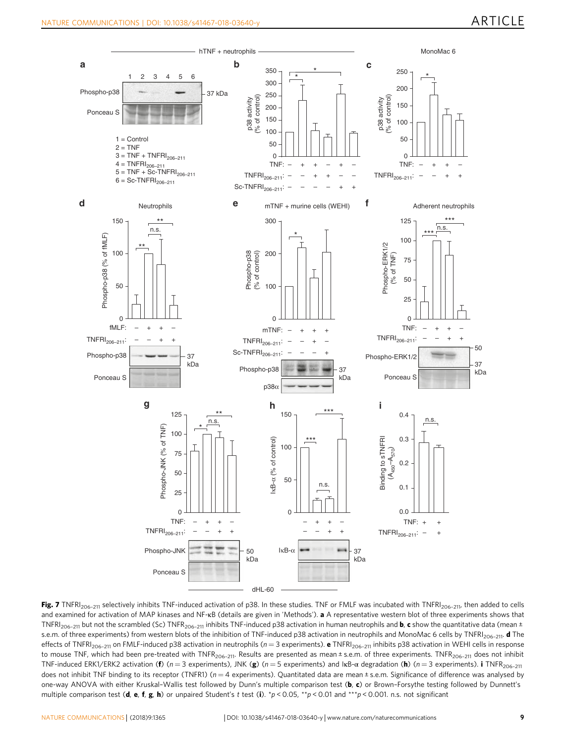**Fig. 7** $TNFRI_{206–211}$ selectively inhibits TNF-induced activation of p38. In these studies. TNF or FMLF was incubated with $TNFRI_{206–211}$, then added to cells and examined for activation of MAP kinases and NF-κB (details are given in 'Methods'). **a** A representative western blot of three experiments shows that $TNFRI_{206–211}$ but not the scrambled (Sc) $TNFR_{206–211}$ inhibits TNF-induced p38 activation in human neutrophils and **b**, **c** show the quantitative data (mean ± s.e.m. of three experiments) from western blots of the inhibition of TNF-induced p38 activation in neutrophils and MonoMac 6 cells by $TNFRI_{206–211}$. **d** The effects of $TNFRI_{206–211}$ on FMLF-induced p38 activation in neutrophils ($n = 3$ experiments). **e** $TNFRI_{206–211}$ inhibits p38 activation in WEHI cells in response to mouse TNF, which had been pre-treated with $TNFR_{206–211}$. Results are presented as mean ± s.e.m. of three experiments. $TNFR_{206–211}$ does not inhibit TNF-induced ERK1/ERK2 activation (**f**) ($n = 3$ experiments), JNK (**g**) ($n = 5$ experiments) and IκB-α degradation (**h**) ($n = 3$ experiments). **i** $TNFR_{206–211}$ does not inhibit TNF binding to its receptor (TNFR1) ($n = 4$ experiments). Quantitated data are mean ± s.e.m. Significance of difference was analysed by one-way ANOVA with either Kruskal–Wallis test followed by Dunn's multiple comparison test (**b**, **c**) or Brown–Forsythe testing followed by Dunnett's multiple comparison test (**d**, **e**, **f**, **g**, **h**) or unpaired Student's $t$ test (**i**). $^*p < 0.05$, $^{**}p < 0.01$ and $^{***}p < 0.001$. n.s. not significant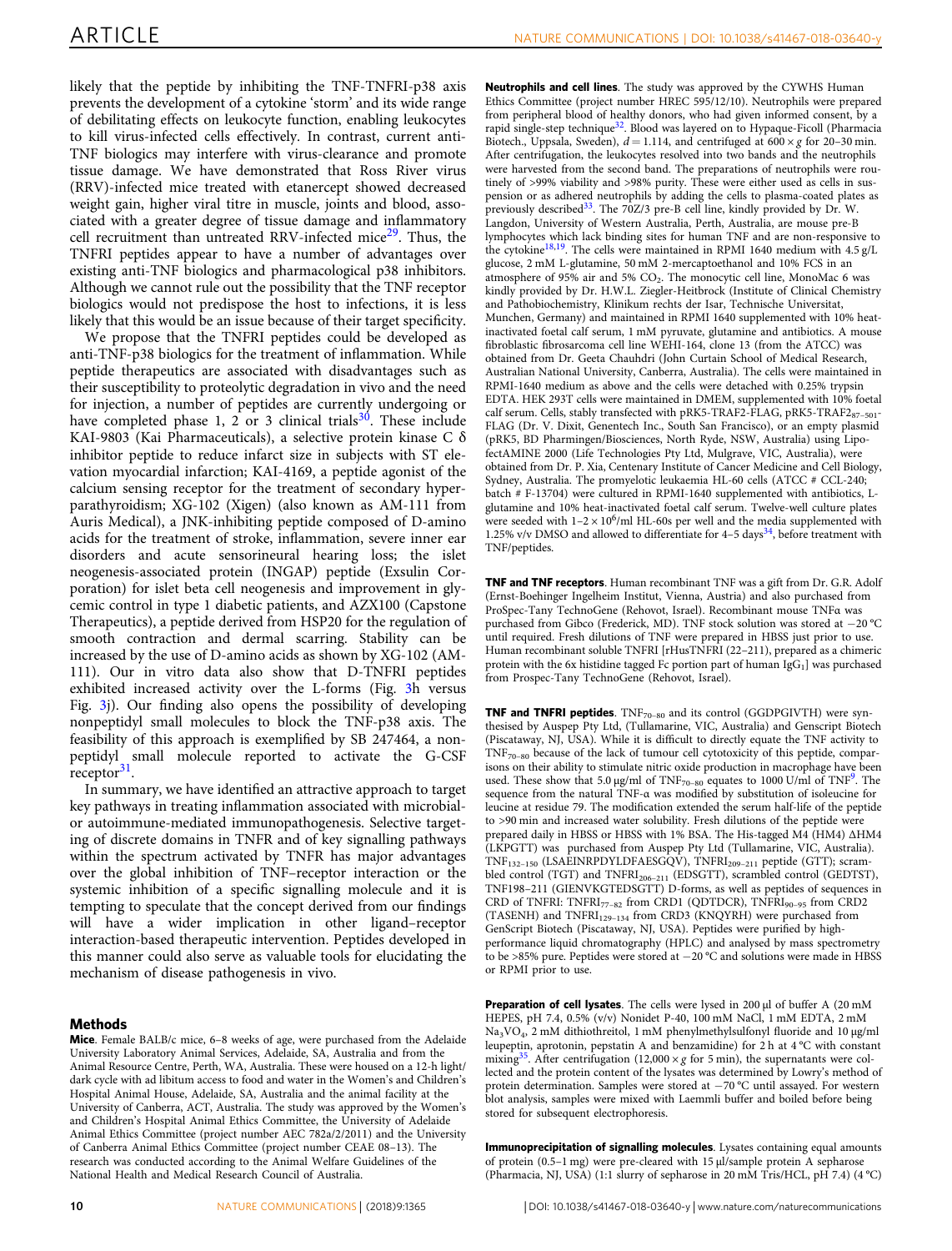likely that the peptide by inhibiting the TNF-TNFRI-p38 axis prevents the development of a cytokine 'storm' and its wide range of debilitating effects on leukocyte function, enabling leukocytes to kill virus-infected cells effectively. In contrast, current anti-TNF biologics may interfere with virus-clearance and promote tissue damage. We have demonstrated that Ross River virus (RRV)-infected mice treated with etanercept showed decreased weight gain, higher viral titre in muscle, joints and blood, associated with a greater degree of tissue damage and inflammatory cell recruitment than untreated RRV-infected mice[29]. Thus, the TNFRI peptides appear to have a number of advantages over existing anti-TNF biologics and pharmacological p38 inhibitors. Although we cannot rule out the possibility that the TNF receptor biologics would not predispose the host to infections, it is less likely that this would be an issue because of their target specificity.

We propose that the TNFRI peptides could be developed as anti-TNF-p38 biologics for the treatment of inflammation. While peptide therapeutics are associated with disadvantages such as their susceptibility to proteolytic degradation in vivo and the need for injection, a number of peptides are currently undergoing or have completed phase 1, 2 or 3 clinical trials[30]. These include KAI-9803 (Kai Pharmaceuticals), a selective protein kinase C δ inhibitor peptide to reduce infarct size in subjects with ST elevation myocardial infarction; KAI-4169, a peptide agonist of the calcium sensing receptor for the treatment of secondary hyperparathyroidism; XG-102 (Xigen) (also known as AM-111 from Auris Medical), a JNK-inhibiting peptide composed of D-amino acids for the treatment of stroke, inflammation, severe inner ear disorders and acute sensorineural hearing loss; the islet neogenesis-associated protein (INGAP) peptide (Exsulin Corporation) for islet beta cell neogenesis and improvement in glycemic control in type 1 diabetic patients, and AZX100 (Capstone Therapeutics), a peptide derived from HSP20 for the regulation of smooth contraction and dermal scarring. Stability can be increased by the use of D-amino acids as shown by XG-102 (AM-111). Our in vitro data also show that D-TNFRI peptides exhibited increased activity over the L-forms (Fig. 3h versus Fig. 3j). Our finding also opens the possibility of developing nonpeptidyl small molecules to block the TNF-p38 axis. The feasibility of this approach is exemplified by SB 247464, a non-peptidyl small molecule reported to activate the G-CSF receptor[31].

In summary, we have identified an attractive approach to target key pathways in treating inflammation associated with microbial- or autoimmune-mediated immunopathogenesis. Selective targeting of discrete domains in TNFR and of key signalling pathways within the spectrum activated by TNFR has major advantages over the global inhibition of TNF–receptor interaction or the systemic inhibition of a specific signalling molecule and it is tempting to speculate that the concept derived from our findings will have a wider implication in other ligand–receptor interaction-based therapeutic intervention. Peptides developed in this manner could also serve as valuable tools for elucidating the mechanism of disease pathogenesis in vivo.

## Methods

**Mice**. Female BALB/c mice, 6–8 weeks of age, were purchased from the Adelaide University Laboratory Animal Services, Adelaide, SA, Australia and from the Animal Resource Centre, Perth, WA, Australia. These were housed on a 12-h light/dark cycle with ad libitum access to food and water in the Women's and Children's Hospital Animal House, Adelaide, SA, Australia and the animal facility at the University of Canberra, ACT, Australia. The study was approved by the Women's and Children's Hospital Animal Ethics Committee, the University of Adelaide Animal Ethics Committee (project number AEC 782a/2/2011) and the University of Canberra Animal Ethics Committee (project number CEAE 08–13). The research was conducted according to the Animal Welfare Guidelines of the National Health and Medical Research Council of Australia.

**Neutrophils and cell lines**. The study was approved by the CYWHS Human Ethics Committee (project number HREC 595/12/10). Neutrophils were prepared from peripheral blood of healthy donors, who had given informed consent, by a rapid single-step technique[32]. Blood was layered on to Hypaque-Ficoll (Pharmacia Biotech., Uppsala, Sweden), $d = 1.114$, and centrifuged at $600 \times g$ for 20–30 min. After centrifugation, the leukocytes resolved into two bands and the neutrophils were harvested from the second band. The preparations of neutrophils were routinely of >99% viability and >98% purity. These were either used as cells in suspension or as adhered neutrophils by adding the cells to plasma-coated plates as previously described[33]. The 70Z/3 pre-B cell line, kindly provided by Dr. W. Langdon, University of Western Australia, Perth, Australia, are mouse pre-B lymphocytes which lack binding sites for human TNF and are non-responsive to the cytokine[18,19]. The cells were maintained in RPMI 1640 medium with 4.5 g/L glucose, 2 mM L-glutamine, 50 mM 2-mercaptoethanol and 10% FCS in an atmosphere of 95% air and 5% $CO_2$. The monocytic cell line, MonoMac 6 was kindly provided by Dr. H.W.L. Ziegler-Heitbrock (Institute of Clinical Chemistry and Pathobiochemistry, Klinikum rechts der Isar, Technische Universitat, Munchen, Germany) and maintained in RPMI 1640 supplemented with 10% heat-inactivated foetal calf serum, 1 mM pyruvate, glutamine and antibiotics. A mouse fibroblastic fibrosarcoma cell line WEHI-164, clone 13 (from the ATCC) was obtained from Dr. Geeta Chauhdri (John Curtain School of Medical Research, Australian National University, Canberra, Australia). The cells were maintained in RPMI-1640 medium as above and the cells were detached with 0.25% trypsin EDTA. HEK 293T cells were maintained in DMEM, supplemented with 10% foetal calf serum. Cells, stably transfected with pRK5-TRAF2-FLAG, pRK5-TRAF2$_{87-501}$-FLAG (Dr. V. Dixit, Genentech Inc., South San Francisco), or an empty plasmid (pRK5, BD Pharmingen/Biosciences, North Ryde, NSW, Australia) using LipofectAMINE 2000 (Life Technologies Pty Ltd, Mulgrave, VIC, Australia), were obtained from Dr. P. Xia, Centenary Institute of Cancer Medicine and Cell Biology, Sydney, Australia. The promyelotic leukaemia HL-60 cells (ATCC # CCL-240; batch # F-13704) were cultured in RPMI-1640 supplemented with antibiotics, L-glutamine and 10% heat-inactivated foetal calf serum. Twelve-well culture plates were seeded with $1–2 \times 10^6$/ml HL-60s per well and the media supplemented with 1.25% v/v DMSO and allowed to differentiate for 4–5 days[34], before treatment with TNF/peptides.

**TNF and TNF receptors**. Human recombinant TNF was a gift from Dr. G.R. Adolf (Ernst-Boehinger Ingelheim Institut, Vienna, Austria) and also purchased from ProSpec-Tany TechnoGene (Rehovot, Israel). Recombinant mouse TNFα was purchased from Gibco (Frederick, MD). TNF stock solution was stored at −20 °C until required. Fresh dilutions of TNF were prepared in HBSS just prior to use. Human recombinant soluble TNFRI [rHusTNFRI (22–211), prepared as a chimeric protein with the 6x histidine tagged Fc portion part of human $IgG_1$] was purchased from Prospec-Tany TechnoGene (Rehovot, Israel).

**TNF and TNFRI peptides**. $TNF_{70-80}$ and its control (GGDPGIVTH) were synthesised by Auspep Pty Ltd, (Tullamarine, VIC, Australia) and Genscript Biotech (Piscataway, NJ, USA). While it is difficult to directly equate the TNF activity to $TNF_{70-80}$ because of the lack of tumour cell cytotoxicity of this peptide, comparisons on their ability to stimulate nitric oxide production in macrophage have been used. These show that 5.0 μg/ml of $TNF_{70-80}$ equates to 1000 U/ml of TNF[9]. The sequence from the natural TNF-α was modified by substitution of isoleucine for leucine at residue 79. The modification extended the serum half-life of the peptide to >90 min and increased water solubility. Fresh dilutions of the peptide were prepared daily in HBSS or HBSS with 1% BSA. The His-tagged M4 (HM4) ΔHM4 (LKPGTT) was purchased from Auspep Pty Ltd (Tullamarine, VIC, Australia). $TNF_{132-150}$ (LSAEINRPDYLDFAESGQV), $TNFRI_{209-211}$ peptide (GTT); scrambled control (TGT) and $TNFRI_{206-211}$ (EDSGTT), scrambled control (GEDTST), TNF198–211 (GIENVKGTEDSGTT) D-forms, as well as peptides of sequences in CRD of TNFRI: $TNFRI_{77-82}$ from CRD1 (QDTDCR), $TNFRI_{90-95}$ from CRD2 (TASENH) and $TNFRI_{129-134}$ from CRD3 (KNQYRH) were purchased from GenScript Biotech (Piscataway, NJ, USA). Peptides were purified by high-performance liquid chromatography (HPLC) and analysed by mass spectrometry to be >85% pure. Peptides were stored at −20 °C and solutions were made in HBSS or RPMI prior to use.

**Preparation of cell lysates**. The cells were lysed in 200 μl of buffer A (20 mM HEPES, pH 7.4, 0.5% (v/v) Nonidet P-40, 100 mM NaCl, 1 mM EDTA, 2 mM $Na_3VO_4$, 2 mM dithiothreitol, 1 mM phenylmethylsulfonyl fluoride and 10 μg/ml leupeptin, aprotonin, pepstatin A and benzamidine) for 2 h at 4 °C with constant mixing[35]. After centrifugation ($12,000 \times g$ for 5 min), the supernatants were collected and the protein content of the lysates was determined by Lowry's method of protein determination. Samples were stored at −70 °C until assayed. For western blot analysis, samples were mixed with Laemmli buffer and boiled before being stored for subsequent electrophoresis.

**Immunoprecipitation of signalling molecules**. Lysates containing equal amounts of protein (0.5–1 mg) were pre-cleared with 15 μl/sample protein A sepharose (Pharmacia, NJ, USA) (1:1 slurry of sepharose in 20 mM Tris/HCL, pH 7.4) (4 °C)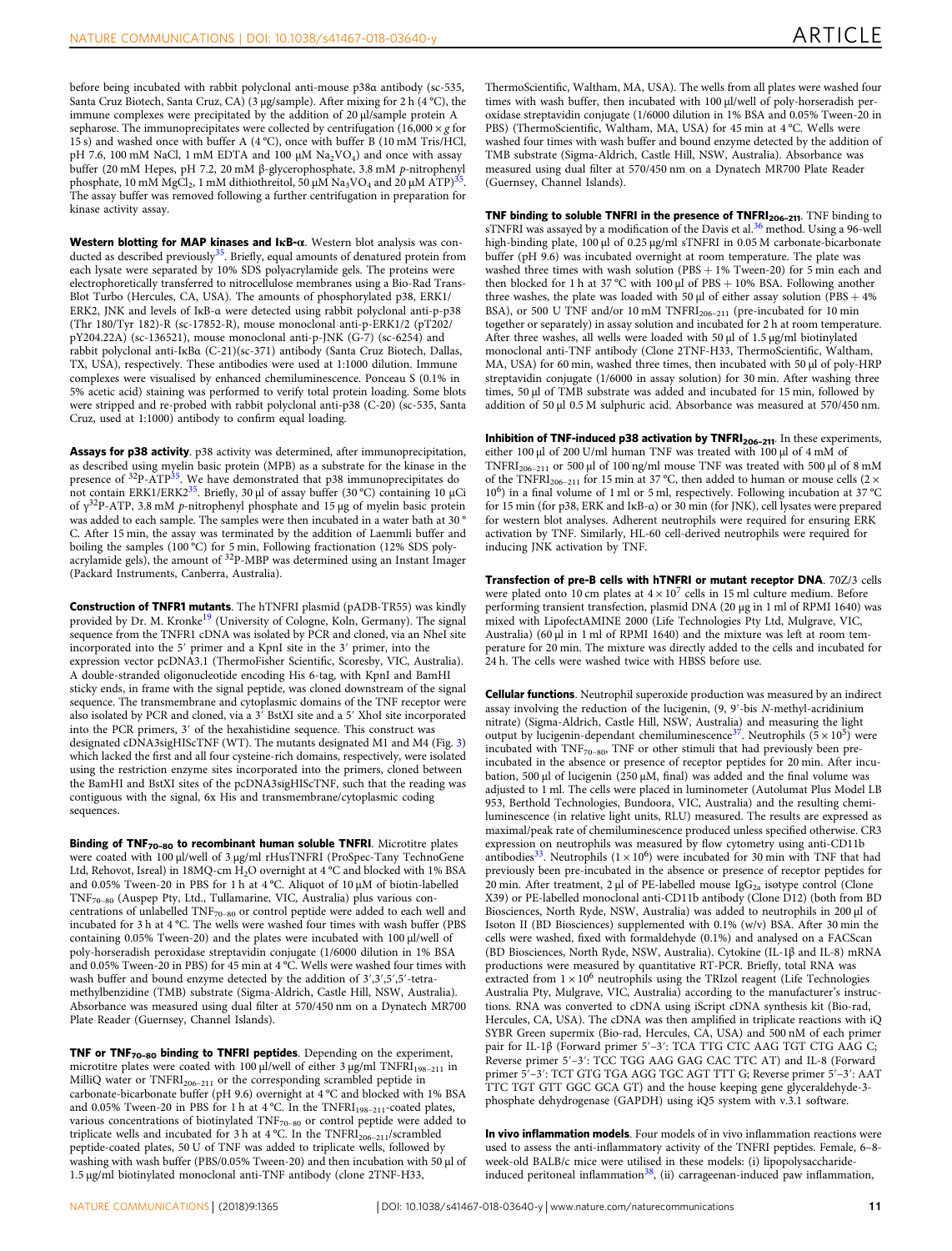before being incubated with rabbit polyclonal anti-mouse p38α antibody (sc-535, Santa Cruz Biotech, Santa Cruz, CA) (3 μg/sample). After mixing for 2 h (4 °C), the immune complexes were precipitated by the addition of 20 μl/sample protein A sepharose. The immunoprecipitates were collected by centrifugation (16,000 × *g* for 15 s) and washed once with buffer A (4 °C), once with buffer B (10 mM Tris/HCl, pH 7.6, 100 mM NaCl, 1 mM EDTA and 100 μM $Na_2VO_4$) and once with assay buffer (20 mM Hepes, pH 7.2, 20 mM β-glycerophosphate, 3.8 mM *p*-nitrophenyl phosphate, 10 mM $MgCl_2$, 1 mM dithiothreitol, 50 μM $Na_3VO_4$ and 20 μM ATP)[35]. The assay buffer was removed following a further centrifugation in preparation for kinase activity assay.

**Western blotting for MAP kinases and IκB-α**. Western blot analysis was conducted as described previously[35]. Briefly, equal amounts of denatured protein from each lysate were separated by 10% SDS polyacrylamide gels. The proteins were electrophoretically transferred to nitrocellulose membranes using a Bio-Rad Trans-Blot Turbo (Hercules, CA, USA). The amounts of phosphorylated p38, ERK1/ERK2, JNK and levels of IκB-α were detected using rabbit polyclonal anti-p-p38 (Thr 180/Tyr 182)-R (sc-17852-R), mouse monoclonal anti-p-ERK1/2 (pT202/pY204.22A) (sc-136521), mouse monoclonal anti-p-JNK (G-7) (sc-6254) and rabbit polyclonal anti-IκBα (C-21)(sc-371) antibody (Santa Cruz Biotech, Dallas, TX, USA), respectively. These antibodies were used at 1:1000 dilution. Immune complexes were visualised by enhanced chemiluminescence. Ponceau S (0.1% in 5% acetic acid) staining was performed to verify total protein loading. Some blots were stripped and re-probed with rabbit polyclonal anti-p38 (C-20) (sc-535, Santa Cruz, used at 1:1000) antibody to confirm equal loading.

**Assays for p38 activity**. p38 activity was determined, after immunoprecipitation, as described using myelin basic protein (MPB) as a substrate for the kinase in the presence of $^{32}$P-ATP[35]. We have demonstrated that p38 immunoprecipitates do not contain ERK1/ERK2[35]. Briefly, 30 μl of assay buffer (30 °C) containing 10 μCi of γ$^{32}$P-ATP, 3.8 mM *p*-nitrophenyl phosphate and 15 μg of myelin basic protein was added to each sample. The samples were then incubated in a water bath at 30 °C. After 15 min, the assay was terminated by the addition of Laemmli buffer and boiling the samples (100 °C) for 5 min, Following fractionation (12% SDS polyacrylamide gels), the amount of $^{32}$P-MBP was determined using an Instant Imager (Packard Instruments, Canberra, Australia).

**Construction of TNFR1 mutants**. The hTNFRI plasmid (pADB-TR55) was kindly provided by Dr. M. Kronke[19] (University of Cologne, Koln, Germany). The signal sequence from the TNFR1 cDNA was isolated by PCR and cloned, via an NheI site incorporated into the 5′ primer and a KpnI site in the 3′ primer, into the expression vector pcDNA3.1 (ThermoFisher Scientific, Scoresby, VIC, Australia). A double-stranded oligonucleotide encoding His 6-tag, with KpnI and BamHI sticky ends, in frame with the signal peptide, was cloned downstream of the signal sequence. The transmembrane and cytoplasmic domains of the TNF receptor were also isolated by PCR and cloned, via a 3′ BstXI site and a 5′ XhoI site incorporated into the PCR primers, 3′ of the hexahistidine sequence. This construct was designated cDNA3sigHIScTNF (WT). The mutants designated M1 and M4 (Fig. 3) which lacked the first and all four cysteine-rich domains, respectively, were isolated using the restriction enzyme sites incorporated into the primers, cloned between the BamHI and BstXI sites of the pcDNA3sigHIScTNF, such that the reading was contiguous with the signal, 6x His and transmembrane/cytoplasmic coding sequences.

**Binding of $TNF_{70–80}$ to recombinant human soluble TNFRI**. Microtitre plates were coated with 100 μl/well of 3 μg/ml rHusTNFRI (ProSpec-Tany TechnoGene Ltd, Rehovot, Isreal) in 18MQ-cm $H_2O$ overnight at 4 °C and blocked with 1% BSA and 0.05% Tween-20 in PBS for 1 h at 4 °C. Aliquot of 10 μM of biotin-labelled $TNF_{70–80}$ (Auspep Pty, Ltd., Tullamarine, VIC, Australia) plus various concentrations of unlabelled $TNF_{70–80}$ or control peptide were added to each well and incubated for 3 h at 4 °C. The wells were washed four times with wash buffer (PBS containing 0.05% Tween-20) and the plates were incubated with 100 μl/well of poly-horseradish peroxidase streptavidin conjugate (1/6000 dilution in 1% BSA and 0.05% Tween-20 in PBS) for 45 min at 4 °C. Wells were washed four times with wash buffer and bound enzyme detected by the addition of 3′,3′,5′,5′-tetramethylbenzidine (TMB) substrate (Sigma-Aldrich, Castle Hill, NSW, Australia). Absorbance was measured using dual filter at 570/450 nm on a Dynatech MR700 Plate Reader (Guernsey, Channel Islands).

**TNF or $TNF_{70–80}$ binding to TNFRI peptides**. Depending on the experiment, microtitre plates were coated with 100 μl/well of either 3 μg/ml $TNFRI_{198–211}$ in MilliQ water or $TNFRI_{206–211}$ or the corresponding scrambled peptide in carbonate-bicarbonate buffer (pH 9.6) overnight at 4 °C and blocked with 1% BSA and 0.05% Tween-20 in PBS for 1 h at 4 °C. In the $TNFRI_{198–211}$-coated plates, various concentrations of biotinylated $TNF_{70–80}$ or control peptide were added to triplicate wells and incubated for 3 h at 4 °C. In the $TNFRI_{206–211}$/scrambled peptide-coated plates, 50 U of TNF was added to triplicate wells, followed by washing with wash buffer (PBS/0.05% Tween-20) and then incubation with 50 μl of 1.5 μg/ml biotinylated monoclonal anti-TNF antibody (clone 2TNF-H33, ThermoScientific, Waltham, MA, USA). The wells from all plates were washed four times with wash buffer, then incubated with 100 μl/well of poly-horseradish peroxidase streptavidin conjugate (1/6000 dilution in 1% BSA and 0.05% Tween-20 in PBS) (ThermoScientific, Waltham, MA, USA) for 45 min at 4 °C. Wells were washed four times with wash buffer and bound enzyme detected by the addition of TMB substrate (Sigma-Aldrich, Castle Hill, NSW, Australia). Absorbance was measured using dual filter at 570/450 nm on a Dynatech MR700 Plate Reader (Guernsey, Channel Islands).

**TNF binding to soluble TNFRI in the presence of $TNFRI_{206–211}$**. TNF binding to sTNFRI was assayed by a modification of the Davis et al.[36] method. Using a 96-well high-binding plate, 100 μl of 0.25 μg/ml sTNFRI in 0.05 M carbonate-bicarbonate buffer (pH 9.6) was incubated overnight at room temperature. The plate was washed three times with wash solution (PBS + 1% Tween-20) for 5 min each and then blocked for 1 h at 37 °C with 100 μl of PBS + 10% BSA. Following another three washes, the plate was loaded with 50 μl of either assay solution (PBS + 4% BSA), or 500 U TNF and/or 10 mM $TNFRI_{206–211}$ (pre-incubated for 10 min together or separately) in assay solution and incubated for 2 h at room temperature. After three washes, all wells were loaded with 50 μl of 1.5 μg/ml biotinylated monoclonal anti-TNF antibody (Clone 2TNF-H33, ThermoScientific, Waltham, MA, USA) for 60 min, washed three times, then incubated with 50 μl of poly-HRP streptavidin conjugate (1/6000 in assay solution) for 30 min. After washing three times, 50 μl of TMB substrate was added and incubated for 15 min, followed by addition of 50 μl 0.5 M sulphuric acid. Absorbance was measured at 570/450 nm.

**Inhibition of TNF-induced p38 activation by $TNFRI_{206–211}$**. In these experiments, either 100 μl of 200 U/ml human TNF was treated with 100 μl of 4 mM of $TNFRI_{206–211}$ or 500 μl of 100 ng/ml mouse TNF was treated with 500 μl of 8 mM of the $TNFRI_{206–211}$ for 15 min at 37 °C, then added to human or mouse cells (2 × $10^6$) in a final volume of 1 ml or 5 ml, respectively. Following incubation at 37 °C for 15 min (for p38, ERK and IκB-α) or 30 min (for JNK), cell lysates were prepared for western blot analyses. Adherent neutrophils were required for ensuring ERK activation by TNF. Similarly, HL-60 cell-derived neutrophils were required for inducing JNK activation by TNF.

**Transfection of pre-B cells with hTNFRI or mutant receptor DNA**. 70Z/3 cells were plated onto 10 cm plates at 4 × $10^7$ cells in 15 ml culture medium. Before performing transient transfection, plasmid DNA (20 μg in 1 ml of RPMI 1640) was mixed with LipofectAMINE 2000 (Life Technologies Pty Ltd, Mulgrave, VIC, Australia) (60 μl in 1 ml of RPMI 1640) and the mixture was left at room temperature for 20 min. The mixture was directly added to the cells and incubated for 24 h. The cells were washed twice with HBSS before use.

**Cellular functions**. Neutrophil superoxide production was measured by an indirect assay involving the reduction of the lucigenin, (9, 9′-bis *N*-methyl-acridinium nitrate) (Sigma-Aldrich, Castle Hill, NSW, Australia) and measuring the light output by lucigenin-dependant chemiluminescence[37]. Neutrophils (5 × $10^5$) were incubated with $TNF_{70–80}$, TNF or other stimuli that had previously been preincubated in the absence or presence of receptor peptides for 20 min. After incubation, 500 μl of lucigenin (250 μM, final) was added and the final volume was adjusted to 1 ml. The cells were placed in luminometer (Autolumat Plus Model LB 953, Berthold Technologies, Bundoora, VIC, Australia) and the resulting chemiluminescence (in relative light units, RLU) measured. The results are expressed as maximal/peak rate of chemiluminescence produced unless specified otherwise. CR3 expression on neutrophils was measured by flow cytometry using anti-CD11b antibodies[33]. Neutrophils (1 × $10^6$) were incubated for 30 min with TNF that had previously been pre-incubated in the absence or presence of receptor peptides for 20 min. After treatment, 2 μl of PE-labelled mouse $IgG_{2a}$ isotype control (Clone X39) or PE-labelled monoclonal anti-CD11b antibody (Clone D12) (both from BD Biosciences, North Ryde, NSW, Australia) was added to neutrophils in 200 μl of Isoton II (BD Biosciences) supplemented with 0.1% (w/v) BSA. After 30 min the cells were washed, fixed with formaldehyde (0.1%) and analysed on a FACScan (BD Biosciences, North Ryde, NSW, Australia). Cytokine (IL-1β and IL-8) mRNA productions were measured by quantitative RT-PCR. Briefly, total RNA was extracted from 1 × $10^6$ neutrophils using the TRIzol reagent (Life Technologies Australia Pty, Mulgrave, VIC, Australia) according to the manufacturer's instructions. RNA was converted to cDNA using iScript cDNA synthesis kit (Bio-rad, Hercules, CA, USA). The cDNA was then amplified in triplicate reactions with iQ SYBR Green supermix (Bio-rad, Hercules, CA, USA) and 500 nM of each primer pair for IL-1β (Forward primer 5′–3′: TCA TTG CTC AAG TGT CTG AAG C; Reverse primer 5′–3′: TCC TGG AAG GAG CAC TTC AT) and IL-8 (Forward primer 5′–3′: TCT GTG TGA AGG TGC AGT TTT G; Reverse primer 5′–3′: AAT TTC TGT GTT GGC GCA GT) and the house keeping gene glyceraldehyde-3-phosphate dehydrogenase (GAPDH) using iQ5 system with v.3.1 software.

**In vivo inflammation models**. Four models of in vivo inflammation reactions were used to assess the anti-inflammatory activity of the TNFRI peptides. Female, 6–8-week-old BALB/c mice were utilised in these models: (i) lipopolysaccharide-induced peritoneal inflammation[38], (ii) carrageenan-induced paw inflammation,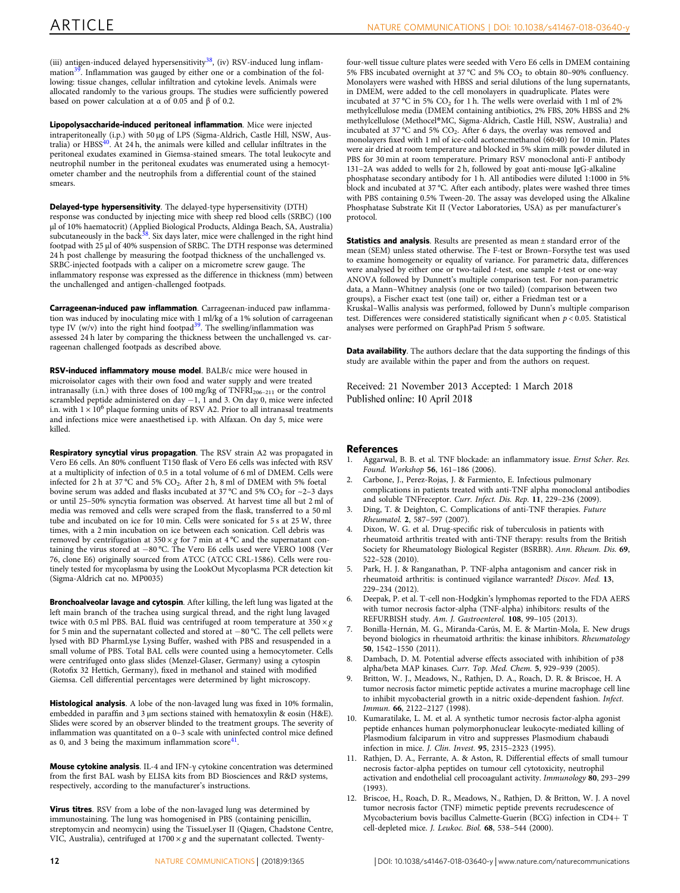(iii) antigen-induced delayed hypersensitivity[38], (iv) RSV-induced lung inflammation[39]. Inflammation was gauged by either one or a combination of the following: tissue changes, cellular infiltration and cytokine levels. Animals were allocated randomly to the various groups. The studies were sufficiently powered based on power calculation at α of 0.05 and β of 0.2.

**Lipopolysaccharide-induced peritoneal inflammation**. Mice were injected intraperitoneally (i.p.) with 50 µg of LPS (Sigma-Aldrich, Castle Hill, NSW, Australia) or HBSS[40]. At 24 h, the animals were killed and cellular infiltrates in the peritoneal exudates examined in Giemsa-stained smears. The total leukocyte and neutrophil number in the peritoneal exudates was enumerated using a hemocytometer chamber and the neutrophils from a differential count of the stained smears.

**Delayed-type hypersensitivity**. The delayed-type hypersensitivity (DTH) response was conducted by injecting mice with sheep red blood cells (SRBC) (100 µl of 10% haematocrit) (Applied Biological Products, Aldinga Beach, SA, Australia) subcutaneously in the back[38]. Six days later, mice were challenged in the right hind footpad with 25 µl of 40% suspension of SRBC. The DTH response was determined 24 h post challenge by measuring the footpad thickness of the unchallenged vs. SRBC-injected footpads with a caliper on a micrometre screw gauge. The inflammatory response was expressed as the difference in thickness (mm) between the unchallenged and antigen-challenged footpads.

**Carrageenan-induced paw inflammation**. Carrageenan-induced paw inflammation was induced by inoculating mice with 1 ml/kg of a 1% solution of carrageenan type IV (w/v) into the right hind footpad[39]. The swelling/inflammation was assessed 24 h later by comparing the thickness between the unchallenged vs. carrageenan challenged footpads as described above.

**RSV-induced inflammatory mouse model**. BALB/c mice were housed in microisolator cages with their own food and water supply and were treated intranasally (i.n.) with three doses of 100 mg/kg of $TNFRI_{206-211}$ or the control scrambled peptide administered on day −1, 1 and 3. On day 0, mice were infected i.n. with $1 \times 10^6$ plaque forming units of RSV A2. Prior to all intranasal treatments and infections mice were anaesthetised i.p. with Alfaxan. On day 5, mice were killed.

**Respiratory syncytial virus propagation**. The RSV strain A2 was propagated in Vero E6 cells. An 80% confluent T150 flask of Vero E6 cells was infected with RSV at a multiplicity of infection of 0.5 in a total volume of 6 ml of DMEM. Cells were infected for 2 h at 37 °C and 5% $CO_2$. After 2 h, 8 ml of DMEM with 5% foetal bovine serum was added and flasks incubated at 37 °C and 5% $CO_2$ for ~2–3 days or until 25–50% syncytia formation was observed. At harvest time all but 2 ml of media was removed and cells were scraped from the flask, transferred to a 50 ml tube and incubated on ice for 10 min. Cells were sonicated for 5 s at 25 W, three times, with a 2 min incubation on ice between each sonication. Cell debris was removed by centrifugation at $350 \times g$ for 7 min at 4 °C and the supernatant containing the virus stored at −80 °C. The Vero E6 cells used were VERO 1008 (Ver 76, clone E6) originally sourced from ATCC (ATCC CRL-1586). Cells were routinely tested for mycoplasma by using the LookOut Mycoplasma PCR detection kit (Sigma-Aldrich cat no. MP0035)

**Bronchoalveolar lavage and cytospin**. After killing, the left lung was ligated at the left main branch of the trachea using surgical thread, and the right lung lavaged twice with 0.5 ml PBS. BAL fluid was centrifuged at room temperature at $350 \times g$ for 5 min and the supernatant collected and stored at −80 °C. The cell pellets were lysed with BD PharmLyse Lysing Buffer, washed with PBS and resuspended in a small volume of PBS. Total BAL cells were counted using a hemocytometer. Cells were centrifuged onto glass slides (Menzel-Glaser, Germany) using a cytospin (Rotofix 32 Hettich, Germany), fixed in methanol and stained with modified Giemsa. Cell differential percentages were determined by light microscopy.

**Histological analysis**. A lobe of the non-lavaged lung was fixed in 10% formalin, embedded in paraffin and 3 µm sections stained with hematoxylin & eosin (H&E). Slides were scored by an observer blinded to the treatment groups. The severity of inflammation was quantitated on a 0–3 scale with uninfected control mice defined as 0, and 3 being the maximum inflammation score[41].

**Mouse cytokine analysis**. IL-4 and IFN-γ cytokine concentration was determined from the first BAL wash by ELISA kits from BD Biosciences and R&D systems, respectively, according to the manufacturer's instructions.

**Virus titres**. RSV from a lobe of the non-lavaged lung was determined by immunostaining. The lung was homogenised in PBS (containing penicillin, streptomycin and neomycin) using the TissueLyser II (Qiagen, Chadstone Centre, VIC, Australia), centrifuged at $1700 \times g$ and the supernatant collected. Twenty-four-well tissue culture plates were seeded with Vero E6 cells in DMEM containing 5% FBS incubated overnight at 37 °C and 5% $CO_2$ to obtain 80–90% confluency. Monolayers were washed with HBSS and serial dilutions of the lung supernatants, in DMEM, were added to the cell monolayers in quadruplicate. Plates were incubated at 37 °C in 5% $CO_2$ for 1 h. The wells were overlaid with 1 ml of 2% methylcellulose media (DMEM containing antibiotics, 2% FBS, 20% HBSS and 2% methylcellulose (Methocel®MC, Sigma-Aldrich, Castle Hill, NSW, Australia) and incubated at 37 °C and 5% $CO_2$. After 6 days, the overlay was removed and monolayers fixed with 1 ml of ice-cold acetone:methanol (60:40) for 10 min. Plates were air dried at room temperature and blocked in 5% skim milk powder diluted in PBS for 30 min at room temperature. Primary RSV monoclonal anti-F antibody 131–2A was added to wells for 2 h, followed by goat anti-mouse IgG-alkaline phosphatase secondary antibody for 1 h. All antibodies were diluted 1:1000 in 5% block and incubated at 37 °C. After each antibody, plates were washed three times with PBS containing 0.5% Tween-20. The assay was developed using the Alkaline Phosphatase Substrate Kit II (Vector Laboratories, USA) as per manufacturer's protocol.

**Statistics and analysis**. Results are presented as mean ± standard error of the mean (SEM) unless stated otherwise. The F-test or Brown–Forsythe test was used to examine homogeneity or equality of variance. For parametric data, differences were analysed by either one or two-tailed *t*-test, one sample *t*-test or one-way ANOVA followed by Dunnett's multiple comparison test. For non-parametric data, a Mann–Whitney analysis (one or two tailed) (comparison between two groups), a Fischer exact test (one tail) or, either a Friedman test or a Kruskal–Wallis analysis was performed, followed by Dunn's multiple comparison test. Differences were considered statistically significant when $p < 0.05$. Statistical analyses were performed on GraphPad Prism 5 software.

**Data availability**. The authors declare that the data supporting the findings of this study are available within the paper and from the authors on request.

Received: 21 November 2013 Accepted: 1 March 2018
Published online: 10 April 2018

## References

1. Aggarwal, B. B. et al. TNF blockade: an inflammatory issue. *Ernst Scher. Res. Found. Workshop* **56**, 161–186 (2006).
2. Carbone, J., Perez-Rojas, J. & Farmiento, E. Infectious pulmonary complications in patients treated with anti-TNF alpha monoclonal antibodies and soluble TNFreceptor. *Curr. Infect. Dis. Rep.* **11**, 229–236 (2009).
3. Ding, T. & Deighton, C. Complications of anti-TNF therapies. *Future Rheumatol.* **2**, 587–597 (2007).
4. Dixon, W. G. et al. Drug-specific risk of tuberculosis in patients with rheumatoid arthritis treated with anti-TNF therapy: results from the British Society for Rheumatology Biological Register (BSRBR). *Ann. Rheum. Dis.* **69**, 522–528 (2010).
5. Park, H. J. & Ranganathan, P. TNF-alpha antagonism and cancer risk in rheumatoid arthritis: is continued vigilance warranted? *Discov. Med.* **13**, 229–234 (2012).
6. Deepak, P. et al. T-cell non-Hodgkin's lymphomas reported to the FDA AERS with tumor necrosis factor-alpha (TNF-alpha) inhibitors: results of the REFURBISH study. *Am. J. Gastroenterol.* **108**, 99–105 (2013).
7. Bonilla-Hernán, M. G., Miranda-Carús, M. E. & Martin-Mola, E. New drugs beyond biologics in rheumatoid arthritis: the kinase inhibitors. *Rheumatology* **50**, 1542–1550 (2011).
8. Dambach, D. M. Potential adverse effects associated with inhibition of p38 alpha/beta MAP kinases. *Curr. Top. Med. Chem.* **5**, 929–939 (2005).
9. Britton, W. J., Meadows, N., Rathjen, D. A., Roach, D. R. & Briscoe, H. A tumor necrosis factor mimetic peptide activates a murine macrophage cell line to inhibit mycobacterial growth in a nitric oxide-dependent fashion. *Infect. Immun.* **66**, 2122–2127 (1998).
10. Kumaratilake, L. M. et al. A synthetic tumor necrosis factor-alpha agonist peptide enhances human polymorphonuclear leukocyte-mediated killing of Plasmodium falciparum in vitro and suppresses Plasmodium chabaudi infection in mice. *J. Clin. Invest.* **95**, 2315–2323 (1995).
11. Rathjen, D. A., Ferrante, A. & Aston, R. Differential effects of small tumour necrosis factor-alpha peptides on tumour cell cytotoxicity, neutrophil activation and endothelial cell procoagulant activity. *Immunology* **80**, 293–299 (1993).
12. Briscoe, H., Roach, D. R., Meadows, N., Rathjen, D. & Britton, W. J. A novel tumor necrosis factor (TNF) mimetic peptide prevents recrudescence of Mycobacterium bovis bacillus Calmette-Guerin (BCG) infection in CD4+ T cell-depleted mice. *J. Leukoc. Biol.* **68**, 538–544 (2000).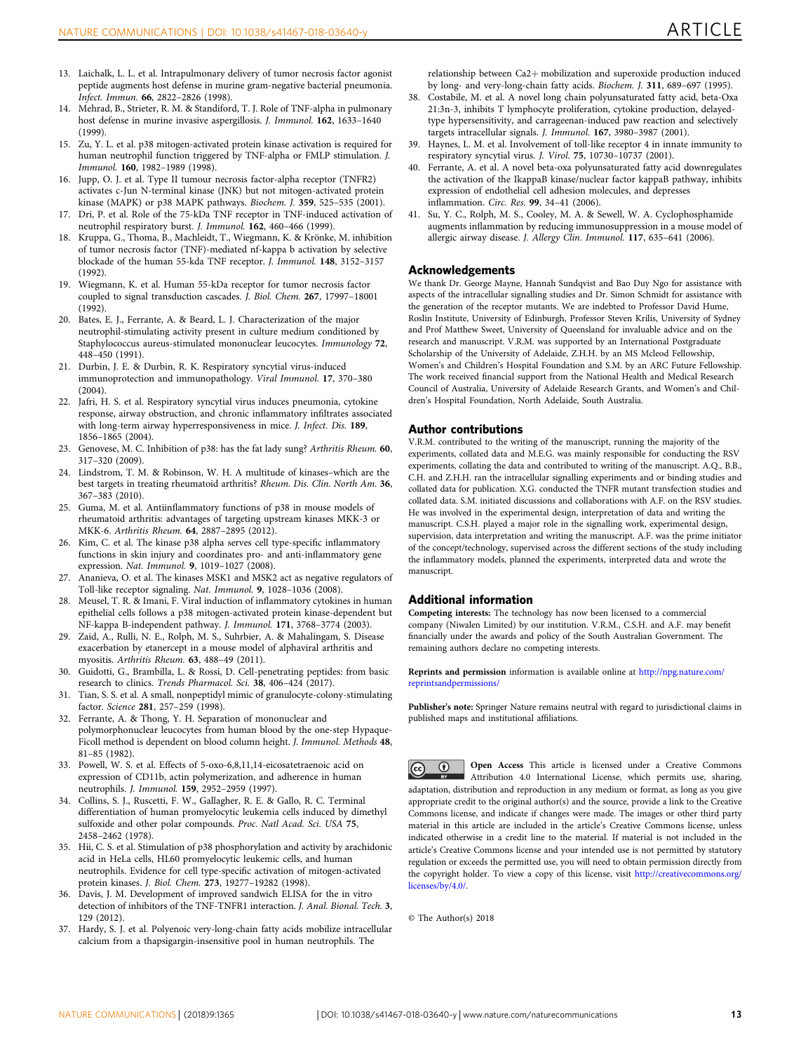13. Laichalk, L. L. et al. Intrapulmonary delivery of tumor necrosis factor agonist peptide augments host defense in murine gram-negative bacterial pneumonia. *Infect. Immun.* **66**, 2822–2826 (1998).
14. Mehrad, B., Strieter, R. M. & Standiford, T. J. Role of TNF-alpha in pulmonary host defense in murine invasive aspergillosis. *J. Immunol.* **162**, 1633–1640 (1999).
15. Zu, Y. L. et al. p38 mitogen-activated protein kinase activation is required for human neutrophil function triggered by TNF-alpha or FMLP stimulation. *J. Immunol.* **160**, 1982–1989 (1998).
16. Jupp, O. J. et al. Type II tumour necrosis factor-alpha receptor (TNFR2) activates c-Jun N-terminal kinase (JNK) but not mitogen-activated protein kinase (MAPK) or p38 MAPK pathways. *Biochem. J.* **359**, 525–535 (2001).
17. Dri, P. et al. Role of the 75-kDa TNF receptor in TNF-induced activation of neutrophil respiratory burst. *J. Immunol.* **162**, 460–466 (1999).
18. Kruppa, G., Thoma, B., Machleidt, T., Wiegmann, K. & Krönke, M. inhibition of tumor necrosis factor (TNF)-mediated nf-kappa b activation by selective blockade of the human 55-kda TNF receptor. *J. Immunol.* **148**, 3152–3157 (1992).
19. Wiegmann, K. et al. Human 55-kDa receptor for tumor necrosis factor coupled to signal transduction cascades. *J. Biol. Chem.* **267**, 17997–18001 (1992).
20. Bates, E. J., Ferrante, A. & Beard, L. J. Characterization of the major neutrophil-stimulating activity present in culture medium conditioned by Staphylococcus aureus-stimulated mononuclear leucocytes. *Immunology* **72**, 448–450 (1991).
21. Durbin, J. E. & Durbin, R. K. Respiratory syncytial virus-induced immunoprotection and immunopathology. *Viral Immunol.* **17**, 370–380 (2004).
22. Jafri, H. S. et al. Respiratory syncytial virus induces pneumonia, cytokine response, airway obstruction, and chronic inflammatory infiltrates associated with long-term airway hyperresponsiveness in mice. *J. Infect. Dis.* **189**, 1856–1865 (2004).
23. Genovese, M. C. Inhibition of p38: has the fat lady sung? *Arthritis Rheum.* **60**, 317–320 (2009).
24. Lindstrom, T. M. & Robinson, W. H. A multitude of kinases–which are the best targets in treating rheumatoid arthritis? *Rheum. Dis. Clin. North Am.* **36**, 367–383 (2010).
25. Guma, M. et al. Antiinflammatory functions of p38 in mouse models of rheumatoid arthritis: advantages of targeting upstream kinases MKK-3 or MKK-6. *Arthritis Rheum.* **64**, 2887–2895 (2012).
26. Kim, C. et al. The kinase p38 alpha serves cell type-specific inflammatory functions in skin injury and coordinates pro- and anti-inflammatory gene expression. *Nat. Immunol.* **9**, 1019–1027 (2008).
27. Ananieva, O. et al. The kinases MSK1 and MSK2 act as negative regulators of Toll-like receptor signaling. *Nat. Immunol.* **9**, 1028–1036 (2008).
28. Meusel, T. R. & Imani, F. Viral induction of inflammatory cytokines in human epithelial cells follows a p38 mitogen-activated protein kinase-dependent but NF-kappa B-independent pathway. *J. Immunol.* **171**, 3768–3774 (2003).
29. Zaid, A., Rulli, N. E., Rolph, M. S., Suhrbier, A. & Mahalingam, S. Disease exacerbation by etanercept in a mouse model of alphaviral arthritis and myositis. *Arthritis Rheum.* **63**, 488–49 (2011).
30. Guidotti, G., Brambilla, L. & Rossi, D. Cell-penetrating peptides: from basic research to clinics. *Trends Pharmacol. Sci.* **38**, 406–424 (2017).
31. Tian, S. S. et al. A small, nonpeptidyl mimic of granulocyte-colony-stimulating factor. *Science* **281**, 257–259 (1998).
32. Ferrante, A. & Thong, Y. H. Separation of mononuclear and polymorphonuclear leucocytes from human blood by the one-step Hypaque-Ficoll method is dependent on blood column height. *J. Immunol. Methods* **48**, 81–85 (1982).
33. Powell, W. S. et al. Effects of 5-oxo-6,8,11,14-eicosatetraenoic acid on expression of CD11b, actin polymerization, and adherence in human neutrophils. *J. Immunol.* **159**, 2952–2959 (1997).
34. Collins, S. J., Ruscetti, F. W., Gallagher, R. E. & Gallo, R. C. Terminal differentiation of human promyelocytic leukemia cells induced by dimethyl sulfoxide and other polar compounds. *Proc. Natl Acad. Sci. USA* **75**, 2458–2462 (1978).
35. Hii, C. S. et al. Stimulation of p38 phosphorylation and activity by arachidonic acid in HeLa cells, HL60 promyelocytic leukemic cells, and human neutrophils. Evidence for cell type-specific activation of mitogen-activated protein kinases. *J. Biol. Chem.* **273**, 19277–19282 (1998).
36. Davis, J. M. Development of improved sandwich ELISA for the in vitro detection of inhibitors of the TNF-TNFR1 interaction. *J. Anal. Bional. Tech.* **3**, 129 (2012).
37. Hardy, S. J. et al. Polyenoic very-long-chain fatty acids mobilize intracellular calcium from a thapsigargin-insensitive pool in human neutrophils. The relationship between Ca2+ mobilization and superoxide production induced by long- and very-long-chain fatty acids. *Biochem. J.* **311**, 689–697 (1995).
38. Costabile, M. et al. A novel long chain polyunsaturated fatty acid, beta-Oxa 21:3n-3, inhibits T lymphocyte proliferation, cytokine production, delayed-type hypersensitivity, and carrageenan-induced paw reaction and selectively targets intracellular signals. *J. Immunol.* **167**, 3980–3987 (2001).
39. Haynes, L. M. et al. Involvement of toll-like receptor 4 in innate immunity to respiratory syncytial virus. *J. Virol.* **75**, 10730–10737 (2001).
40. Ferrante, A. et al. A novel beta-oxa polyunsaturated fatty acid downregulates the activation of the IkappaB kinase/nuclear factor kappaB pathway, inhibits expression of endothelial cell adhesion molecules, and depresses inflammation. *Circ. Res.* **99**, 34–41 (2006).
41. Su, Y. C., Rolph, M. S., Cooley, M. A. & Sewell, W. A. Cyclophosphamide augments inflammation by reducing immunosuppression in a mouse model of allergic airway disease. *J. Allergy Clin. Immunol.* **117**, 635–641 (2006).

## Acknowledgements

We thank Dr. George Mayne, Hannah Sundqvist and Bao Duy Ngo for assistance with aspects of the intracellular signalling studies and Dr. Simon Schmidt for assistance with the generation of the receptor mutants. We are indebted to Professor David Hume, Roslin Institute, University of Edinburgh, Professor Steven Krilis, University of Sydney and Prof Matthew Sweet, University of Queensland for invaluable advice and on the research and manuscript. V.R.M. was supported by an International Postgraduate Scholarship of the University of Adelaide, Z.H.H. by an MS Mcleod Fellowship, Women's and Children's Hospital Foundation and S.M. by an ARC Future Fellowship. The work received financial support from the National Health and Medical Research Council of Australia, University of Adelaide Research Grants, and Women's and Children's Hospital Foundation, North Adelaide, South Australia.

## Author contributions

V.R.M. contributed to the writing of the manuscript, running the majority of the experiments, collated data and M.E.G. was mainly responsible for conducting the RSV experiments, collating the data and contributed to writing of the manuscript. A.Q., B.B., C.H. and Z.H.H. ran the intracellular signalling experiments and or binding studies and collated data for publication. X.G. conducted the TNFR mutant transfection studies and collated data. S.M. initiated discussions and collaborations with A.F. on the RSV studies. He was involved in the experimental design, interpretation of data and writing the manuscript. C.S.H. played a major role in the signalling work, experimental design, supervision, data interpretation and writing the manuscript. A.F. was the prime initiator of the concept/technology, supervised across the different sections of the study including the inflammatory models, planned the experiments, interpreted data and wrote the manuscript.

## Additional information

**Competing interests:** The technology has now been licensed to a commercial company (Niwalen Limited) by our institution. V.R.M., C.S.H. and A.F. may benefit financially under the awards and policy of the South Australian Government. The remaining authors declare no competing interests.

**Reprints and permission** information is available online at http://npg.nature.com/reprintsandpermissions/

**Publisher's note:** Springer Nature remains neutral with regard to jurisdictional claims in published maps and institutional affiliations.

**Open Access** This article is licensed under a Creative Commons Attribution 4.0 International License, which permits use, sharing, adaptation, distribution and reproduction in any medium or format, as long as you give appropriate credit to the original author(s) and the source, provide a link to the Creative Commons license, and indicate if changes were made. The images or other third party material in this article are included in the article's Creative Commons license, unless indicated otherwise in a credit line to the material. If material is not included in the article's Creative Commons license and your intended use is not permitted by statutory regulation or exceeds the permitted use, you will need to obtain permission directly from the copyright holder. To view a copy of this license, visit http://creativecommons.org/licenses/by/4.0/.

© The Author(s) 2018